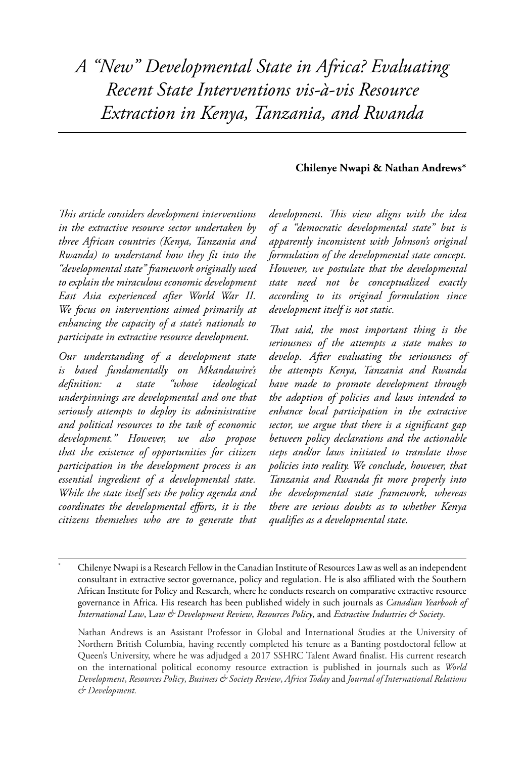# *A "New" Developmental State in Africa? Evaluating Recent State Interventions vis-à-vis Resource Extraction in Kenya, Tanzania, and Rwanda*

**Chilenye Nwapi & Nathan Andrews***

*This article considers development interventions in the extractive resource sector undertaken by three African countries (Kenya, Tanzania and Rwanda) to understand how they fit into the "developmental state" framework originally used to explain the miraculous economic development East Asia experienced after World War II. We focus on interventions aimed primarily at enhancing the capacity of a state's nationals to participate in extractive resource development.*

*Our understanding of a development state is based fundamentally on Mkandawire's definition: a state "whose ideological underpinnings are developmental and one that seriously attempts to deploy its administrative and political resources to the task of economic development." However, we also propose that the existence of opportunities for citizen participation in the development process is an essential ingredient of a developmental state. While the state itself sets the policy agenda and coordinates the developmental efforts, it is the citizens themselves who are to generate that development. This view aligns with the idea of a "democratic developmental state" but is apparently inconsistent with Johnson's original formulation of the developmental state concept. However, we postulate that the developmental state need not be conceptualized exactly according to its original formulation since development itself is not static.*

*That said, the most important thing is the seriousness of the attempts a state makes to develop. After evaluating the seriousness of the attempts Kenya, Tanzania and Rwanda have made to promote development through the adoption of policies and laws intended to enhance local participation in the extractive sector, we argue that there is a significant gap between policy declarations and the actionable steps and/or laws initiated to translate those policies into reality. We conclude, however, that Tanzania and Rwanda fit more properly into the developmental state framework, whereas there are serious doubts as to whether Kenya qualifies as a developmental state.*

---

\* Chilenye Nwapi is a Research Fellow in the Canadian Institute of Resources Law as well as an independent consultant in extractive sector governance, policy and regulation. He is also affiliated with the Southern African Institute for Policy and Research, where he conducts research on comparative extractive resource governance in Africa. His research has been published widely in such journals as *Canadian Yearbook of International Law*, *Law & Development Review*, *Resources Policy*, and *Extractive Industries & Society*.

Nathan Andrews is an Assistant Professor in Global and International Studies at the University of Northern British Columbia, having recently completed his tenure as a Banting postdoctoral fellow at Queen's University, where he was adjudged a 2017 SSHRC Talent Award finalist. His current research on the international political economy resource extraction is published in journals such as *World Development*, *Resources Policy*, *Business & Society Review*, *Africa Today* and *Journal of International Relations & Development.*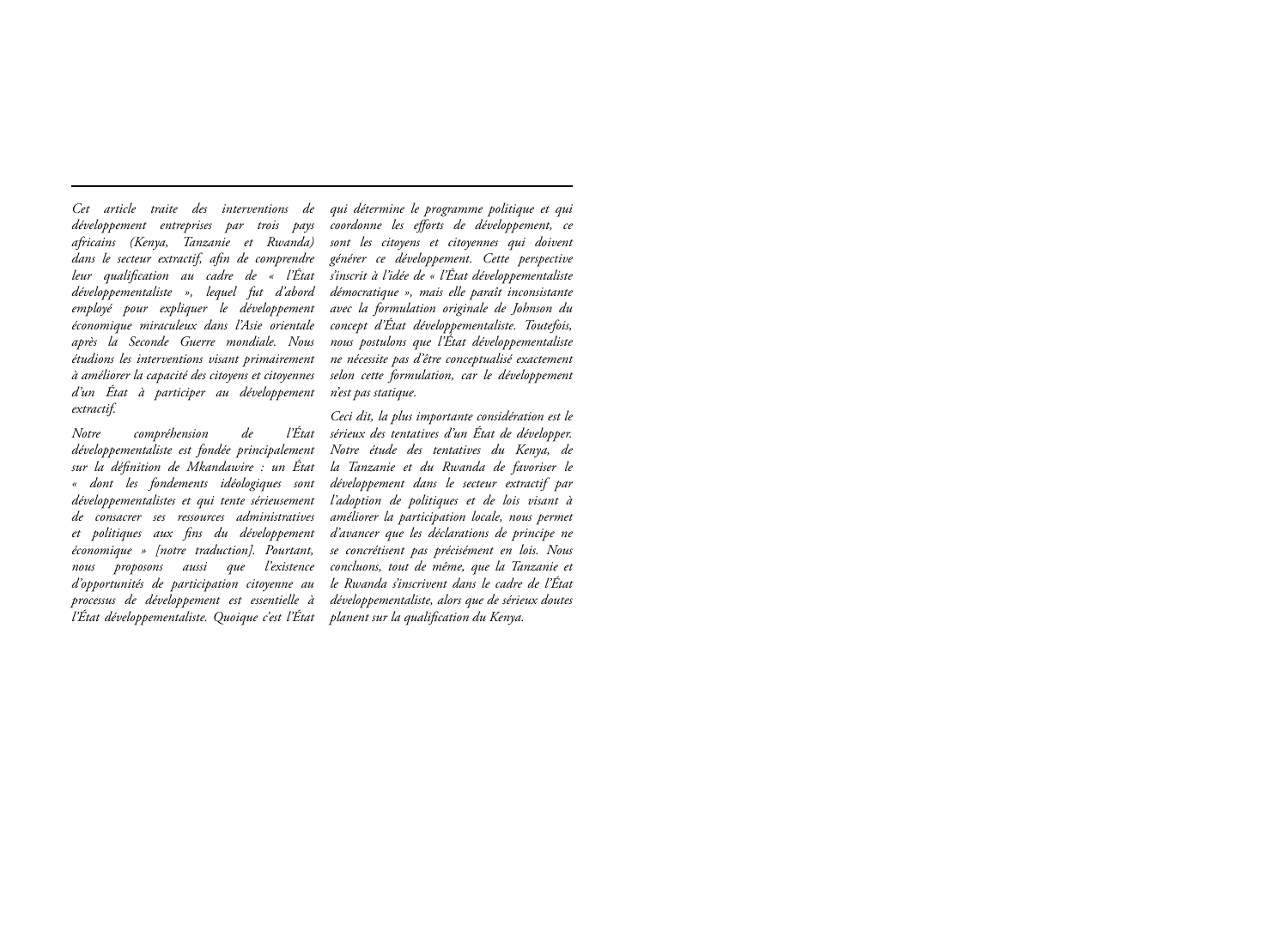*Cet article traite des interventions de développement entreprises par trois pays africains (Kenya, Tanzanie et Rwanda) dans le secteur extractif, afin de comprendre leur qualification au cadre de « l'État développementaliste », lequel fut d'abord employé pour expliquer le développement économique miraculeux dans l'Asie orientale après la Seconde Guerre mondiale. Nous étudions les interventions visant primairement à améliorer la capacité des citoyens et citoyennes d'un État à participer au développement extractif.*

*Notre compréhension de l'État développementaliste est fondée principalement sur la définition de Mkandawire : un État « dont les fondements idéologiques sont développementalistes et qui tente sérieusement de consacrer ses ressources administratives et politiques aux fins du développement économique » [notre traduction]. Pourtant, nous proposons aussi que l'existence d'opportunités de participation citoyenne au processus de développement est essentielle à l'État développementaliste. Quoique c'est l'État qui détermine le programme politique et qui coordonne les efforts de développement, ce sont les citoyens et citoyennes qui doivent générer ce développement. Cette perspective s'inscrit à l'idée de « l'État développementaliste démocratique », mais elle paraît inconsistante avec la formulation originale de Johnson du concept d'État développementaliste. Toutefois, nous postulons que l'État développementaliste ne nécessite pas d'être conceptualisé exactement selon cette formulation, car le développement n'est pas statique.*

*Ceci dit, la plus importante considération est le sérieux des tentatives d'un État de développer. Notre étude des tentatives du Kenya, de la Tanzanie et du Rwanda de favoriser le développement dans le secteur extractif par l'adoption de politiques et de lois visant à améliorer la participation locale, nous permet d'avancer que les déclarations de principe ne se concrétisent pas précisément en lois. Nous concluons, tout de même, que la Tanzanie et le Rwanda s'inscrivent dans le cadre de l'État développementaliste, alors que de sérieux doutes planent sur la qualification du Kenya.*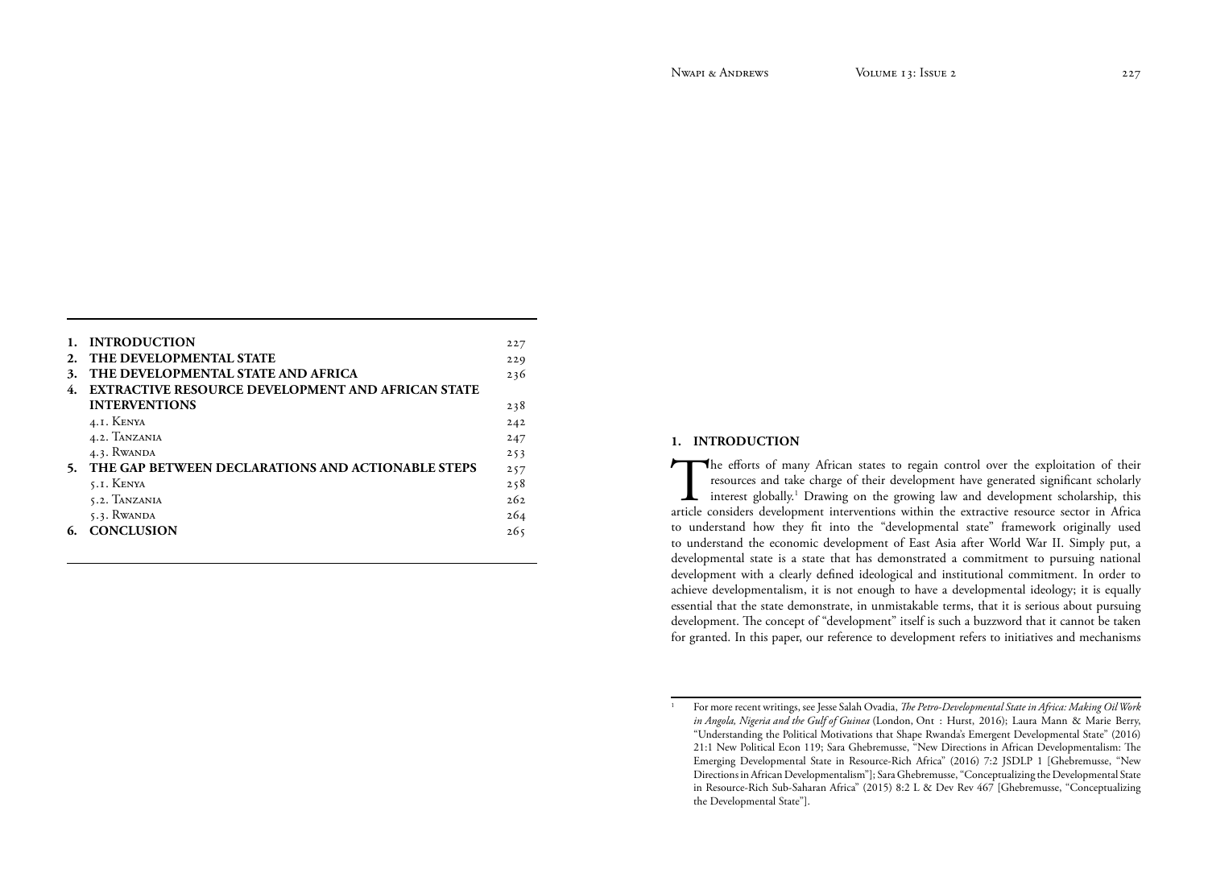| | | |
|---|---|---|
| **1.** | **INTRODUCTION** | 227 |
| **2.** | **THE DEVELOPMENTAL STATE** | 229 |
| **3.** | **THE DEVELOPMENTAL STATE AND AFRICA** | 236 |
| **4.** | **EXTRACTIVE RESOURCE DEVELOPMENT AND AFRICAN STATE INTERVENTIONS** | 238 |
| | 4.1. Kenya | 242 |
| | 4.2. Tanzania | 247 |
| | 4.3. Rwanda | 253 |
| **5.** | **THE GAP BETWEEN DECLARATIONS AND ACTIONABLE STEPS** | 257 |
| | 5.1. Kenya | 258 |
| | 5.2. Tanzania | 262 |
| | 5.3. Rwanda | 264 |
| **6.** | **CONCLUSION** | 265 |

## 1. INTRODUCTION

The efforts of many African states to regain control over the exploitation of their resources and take charge of their development have generated significant scholarly interest globally.[1] Drawing on the growing law and development scholarship, this article considers development interventions within the extractive resource sector in Africa to understand how they fit into the "developmental state" framework originally used to understand the economic development of East Asia after World War II. Simply put, a developmental state is a state that has demonstrated a commitment to pursuing national development with a clearly defined ideological and institutional commitment. In order to achieve developmentalism, it is not enough to have a developmental ideology; it is equally essential that the state demonstrate, in unmistakable terms, that it is serious about pursuing development. The concept of "development" itself is such a buzzword that it cannot be taken for granted. In this paper, our reference to development refers to initiatives and mechanisms

---

[1] For more recent writings, see Jesse Salah Ovadia, *The Petro-Developmental State in Africa: Making Oil Work in Angola, Nigeria and the Gulf of Guinea* (London, Ont : Hurst, 2016); Laura Mann & Marie Berry, "Understanding the Political Motivations that Shape Rwanda's Emergent Developmental State" (2016) 21:1 New Political Econ 119; Sara Ghebremusse, "New Directions in African Developmentalism: The Emerging Developmental State in Resource-Rich Africa" (2016) 7:2 JSDLP 1 [Ghebremusse, "New Directions in African Developmentalism"]; Sara Ghebremusse, "Conceptualizing the Developmental State in Resource-Rich Sub-Saharan Africa" (2015) 8:2 L & Dev Rev 467 [Ghebremusse, "Conceptualizing the Developmental State"].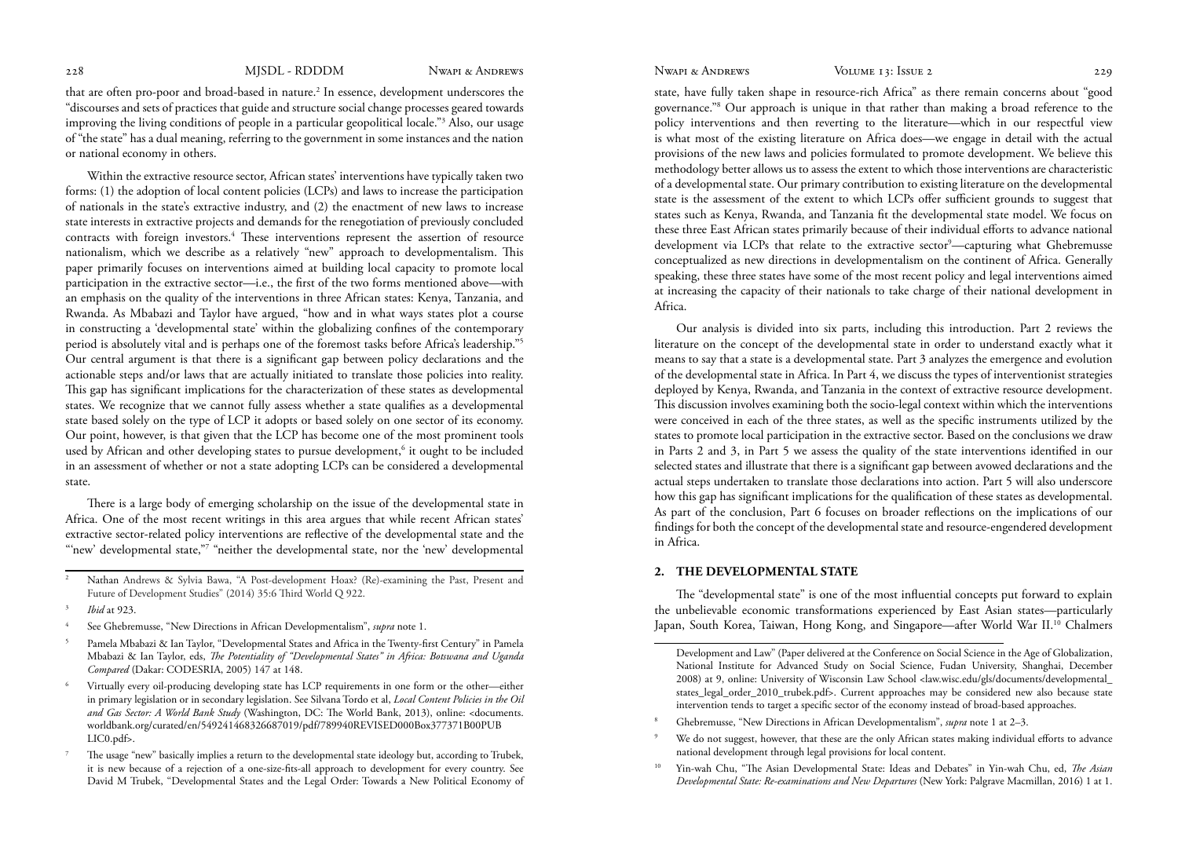that are often pro-poor and broad-based in nature.[2] In essence, development underscores the "discourses and sets of practices that guide and structure social change processes geared towards improving the living conditions of people in a particular geopolitical locale."[3] Also, our usage of "the state" has a dual meaning, referring to the government in some instances and the nation or national economy in others.

Within the extractive resource sector, African states' interventions have typically taken two forms: (1) the adoption of local content policies (LCPs) and laws to increase the participation of nationals in the state's extractive industry, and (2) the enactment of new laws to increase state interests in extractive projects and demands for the renegotiation of previously concluded contracts with foreign investors.[4] These interventions represent the assertion of resource nationalism, which we describe as a relatively "new" approach to developmentalism. This paper primarily focuses on interventions aimed at building local capacity to promote local participation in the extractive sector—i.e., the first of the two forms mentioned above—with an emphasis on the quality of the interventions in three African states: Kenya, Tanzania, and Rwanda. As Mbabazi and Taylor have argued, "how and in what ways states plot a course in constructing a 'developmental state' within the globalizing confines of the contemporary period is absolutely vital and is perhaps one of the foremost tasks before Africa's leadership."[5] Our central argument is that there is a significant gap between policy declarations and the actionable steps and/or laws that are actually initiated to translate those policies into reality. This gap has significant implications for the characterization of these states as developmental states. We recognize that we cannot fully assess whether a state qualifies as a developmental state based solely on the type of LCP it adopts or based solely on one sector of its economy. Our point, however, is that given that the LCP has become one of the most prominent tools used by African and other developing states to pursue development,[6] it ought to be included in an assessment of whether or not a state adopting LCPs can be considered a developmental state.

There is a large body of emerging scholarship on the issue of the developmental state in Africa. One of the most recent writings in this area argues that while recent African states' extractive sector-related policy interventions are reflective of the developmental state and the "'new' developmental state,"[7] "neither the developmental state, nor the 'new' developmental state, have fully taken shape in resource-rich Africa" as there remain concerns about "good governance."[8] Our approach is unique in that rather than making a broad reference to the policy interventions and then reverting to the literature—which in our respectful view is what most of the existing literature on Africa does—we engage in detail with the actual provisions of the new laws and policies formulated to promote development. We believe this methodology better allows us to assess the extent to which those interventions are characteristic of a developmental state. Our primary contribution to existing literature on the developmental state is the assessment of the extent to which LCPs offer sufficient grounds to suggest that states such as Kenya, Rwanda, and Tanzania fit the developmental state model. We focus on these three East African states primarily because of their individual efforts to advance national development via LCPs that relate to the extractive sector[9]—capturing what Ghebremusse conceptualized as new directions in developmentalism on the continent of Africa. Generally speaking, these three states have some of the most recent policy and legal interventions aimed at increasing the capacity of their nationals to take charge of their national development in Africa.

Our analysis is divided into six parts, including this introduction. Part 2 reviews the literature on the concept of the developmental state in order to understand exactly what it means to say that a state is a developmental state. Part 3 analyzes the emergence and evolution of the developmental state in Africa. In Part 4, we discuss the types of interventionist strategies deployed by Kenya, Rwanda, and Tanzania in the context of extractive resource development. This discussion involves examining both the socio-legal context within which the interventions were conceived in each of the three states, as well as the specific instruments utilized by the states to promote local participation in the extractive sector. Based on the conclusions we draw in Parts 2 and 3, in Part 5 we assess the quality of the state interventions identified in our selected states and illustrate that there is a significant gap between avowed declarations and the actual steps undertaken to translate those declarations into action. Part 5 will also underscore how this gap has significant implications for the qualification of these states as developmental. As part of the conclusion, Part 6 focuses on broader reflections on the implications of our findings for both the concept of the developmental state and resource-engendered development in Africa.

## 2. THE DEVELOPMENTAL STATE

The "developmental state" is one of the most influential concepts put forward to explain the unbelievable economic transformations experienced by East Asian states—particularly Japan, South Korea, Taiwan, Hong Kong, and Singapore—after World War II.[10] Chalmers

---

[2] Nathan Andrews & Sylvia Bawa, "A Post-development Hoax? (Re)-examining the Past, Present and Future of Development Studies" (2014) 35:6 Third World Q 922.

[3] *Ibid* at 923.

[4] See Ghebremusse, "New Directions in African Developmentalism", *supra* note 1.

[5] Pamela Mbabazi & Ian Taylor, "Developmental States and Africa in the Twenty-first Century" in Pamela Mbabazi & Ian Taylor, eds, *The Potentiality of "Developmental States" in Africa: Botswana and Uganda Compared* (Dakar: CODESRIA, 2005) 147 at 148.

[6] Virtually every oil-producing developing state has LCP requirements in one form or the other—either in primary legislation or in secondary legislation. See Silvana Tordo et al, *Local Content Policies in the Oil and Gas Sector: A World Bank Study* (Washington, DC: The World Bank, 2013), online: <documents.worldbank.org/curated/en/549241468326687019/pdf/789940REVISED000Box377371B00PUBLIC0.pdf>.

[7] The usage "new" basically implies a return to the developmental state ideology but, according to Trubek, it is new because of a rejection of a one-size-fits-all approach to development for every country. See David M Trubek, "Developmental States and the Legal Order: Towards a New Political Economy of Development and Law" (Paper delivered at the Conference on Social Science in the Age of Globalization, National Institute for Advanced Study on Social Science, Fudan University, Shanghai, December 2008) at 9, online: University of Wisconsin Law School <law.wisc.edu/gls/documents/developmental_states_legal_order_2010_trubek.pdf>. Current approaches may be considered new also because state intervention tends to target a specific sector of the economy instead of broad-based approaches.

[8] Ghebremusse, "New Directions in African Developmentalism", *supra* note 1 at 2–3.

[9] We do not suggest, however, that these are the only African states making individual efforts to advance national development through legal provisions for local content.

[10] Yin-wah Chu, "The Asian Developmental State: Ideas and Debates" in Yin-wah Chu, ed, *The Asian Developmental State: Re-examinations and New Departures* (New York: Palgrave Macmillan, 2016) 1 at 1.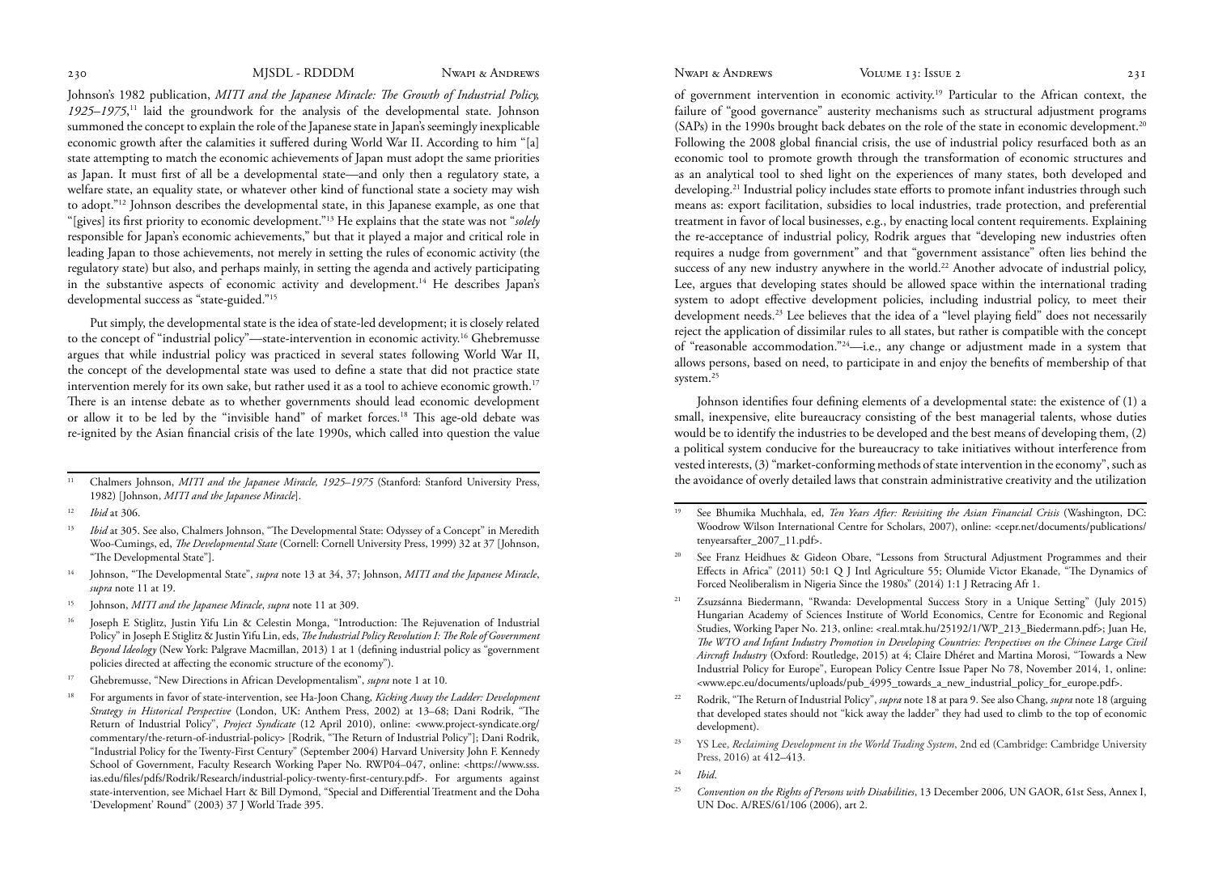Johnson's 1982 publication, *MITI and the Japanese Miracle: The Growth of Industrial Policy, 1925–1975*,[11] laid the groundwork for the analysis of the developmental state. Johnson summoned the concept to explain the role of the Japanese state in Japan's seemingly inexplicable economic growth after the calamities it suffered during World War II. According to him "[a] state attempting to match the economic achievements of Japan must adopt the same priorities as Japan. It must first of all be a developmental state—and only then a regulatory state, a welfare state, an equality state, or whatever other kind of functional state a society may wish to adopt."[12] Johnson describes the developmental state, in this Japanese example, as one that "[gives] its first priority to economic development."[13] He explains that the state was not "*solely* responsible for Japan's economic achievements," but that it played a major and critical role in leading Japan to those achievements, not merely in setting the rules of economic activity (the regulatory state) but also, and perhaps mainly, in setting the agenda and actively participating in the substantive aspects of economic activity and development.[14] He describes Japan's developmental success as "state-guided."[15]

Put simply, the developmental state is the idea of state-led development; it is closely related to the concept of "industrial policy"—state-intervention in economic activity.[16] Ghebremusse argues that while industrial policy was practiced in several states following World War II, the concept of the developmental state was used to define a state that did not practice state intervention merely for its own sake, but rather used it as a tool to achieve economic growth.[17] There is an intense debate as to whether governments should lead economic development or allow it to be led by the "invisible hand" of market forces.[18] This age-old debate was re-ignited by the Asian financial crisis of the late 1990s, which called into question the value of government intervention in economic activity.[19] Particular to the African context, the failure of "good governance" austerity mechanisms such as structural adjustment programs (SAPs) in the 1990s brought back debates on the role of the state in economic development.[20] Following the 2008 global financial crisis, the use of industrial policy resurfaced both as an economic tool to promote growth through the transformation of economic structures and as an analytical tool to shed light on the experiences of many states, both developed and developing.[21] Industrial policy includes state efforts to promote infant industries through such means as: export facilitation, subsidies to local industries, trade protection, and preferential treatment in favor of local businesses, e.g., by enacting local content requirements. Explaining the re-acceptance of industrial policy, Rodrik argues that "developing new industries often requires a nudge from government" and that "government assistance" often lies behind the success of any new industry anywhere in the world.[22] Another advocate of industrial policy, Lee, argues that developing states should be allowed space within the international trading system to adopt effective development policies, including industrial policy, to meet their development needs.[23] Lee believes that the idea of a "level playing field" does not necessarily reject the application of dissimilar rules to all states, but rather is compatible with the concept of "reasonable accommodation."[24]—i.e., any change or adjustment made in a system that allows persons, based on need, to participate in and enjoy the benefits of membership of that system.[25]

Johnson identifies four defining elements of a developmental state: the existence of (1) a small, inexpensive, elite bureaucracy consisting of the best managerial talents, whose duties would be to identify the industries to be developed and the best means of developing them, (2) a political system conducive for the bureaucracy to take initiatives without interference from vested interests, (3) "market-conforming methods of state intervention in the economy", such as the avoidance of overly detailed laws that constrain administrative creativity and the utilization

---

11 Chalmers Johnson, *MITI and the Japanese Miracle, 1925–1975* (Stanford: Stanford University Press, 1982) [Johnson, *MITI and the Japanese Miracle*].

12 *Ibid* at 306.

13 *Ibid* at 305. See also, Chalmers Johnson, "The Developmental State: Odyssey of a Concept" in Meredith Woo-Cumings, ed, *The Developmental State* (Cornell: Cornell University Press, 1999) 32 at 37 [Johnson, "The Developmental State"].

14 Johnson, "The Developmental State", *supra* note 13 at 34, 37; Johnson, *MITI and the Japanese Miracle*, *supra* note 11 at 19.

15 Johnson, *MITI and the Japanese Miracle*, *supra* note 11 at 309.

16 Joseph E Stiglitz, Justin Yifu Lin & Celestin Monga, "Introduction: The Rejuvenation of Industrial Policy" in Joseph E Stiglitz & Justin Yifu Lin, eds, *The Industrial Policy Revolution I: The Role of Government Beyond Ideology* (New York: Palgrave Macmillan, 2013) 1 at 1 (defining industrial policy as "government policies directed at affecting the economic structure of the economy").

17 Ghebremusse, "New Directions in African Developmentalism", *supra* note 1 at 10.

18 For arguments in favor of state-intervention, see Ha-Joon Chang, *Kicking Away the Ladder: Development Strategy in Historical Perspective* (London, UK: Anthem Press, 2002) at 13–68; Dani Rodrik, "The Return of Industrial Policy", *Project Syndicate* (12 April 2010), online: <www.project-syndicate.org/commentary/the-return-of-industrial-policy> [Rodrik, "The Return of Industrial Policy"]; Dani Rodrik, "Industrial Policy for the Twenty-First Century" (September 2004) Harvard University John F. Kennedy School of Government, Faculty Research Working Paper No. RWP04–047, online: <https://www.sss.ias.edu/files/pdfs/Rodrik/Research/industrial-policy-twenty-first-century.pdf>. For arguments against state-intervention, see Michael Hart & Bill Dymond, "Special and Differential Treatment and the Doha 'Development' Round" (2003) 37 J World Trade 395.

19 See Bhumika Muchhala, ed, *Ten Years After: Revisiting the Asian Financial Crisis* (Washington, DC: Woodrow Wilson International Centre for Scholars, 2007), online: <cepr.net/documents/publications/tenyearsafter_2007_11.pdf>.

20 See Franz Heidhues & Gideon Obare, "Lessons from Structural Adjustment Programmes and their Effects in Africa" (2011) 50:1 Q J Intl Agriculture 55; Olumide Victor Ekanade, "The Dynamics of Forced Neoliberalism in Nigeria Since the 1980s" (2014) 1:1 J Retracing Afr 1.

21 Zsuzsánna Biedermann, "Rwanda: Developmental Success Story in a Unique Setting" (July 2015) Hungarian Academy of Sciences Institute of World Economics, Centre for Economic and Regional Studies, Working Paper No. 213, online: <real.mtak.hu/25192/1/WP_213_Biedermann.pdf>; Juan He, *The WTO and Infant Industry Promotion in Developing Countries: Perspectives on the Chinese Large Civil Aircraft Industry* (Oxford: Routledge, 2015) at 4; Claire Dhéret and Martina Morosi, "Towards a New Industrial Policy for Europe", European Policy Centre Issue Paper No 78, November 2014, 1, online: <www.epc.eu/documents/uploads/pub_4995_towards_a_new_industrial_policy_for_europe.pdf>.

22 Rodrik, "The Return of Industrial Policy", *supra* note 18 at para 9. See also Chang, *supra* note 18 (arguing that developed states should not "kick away the ladder" they had used to climb to the top of economic development).

23 YS Lee, *Reclaiming Development in the World Trading System*, 2nd ed (Cambridge: Cambridge University Press, 2016) at 412–413.

24 *Ibid*.

25 *Convention on the Rights of Persons with Disabilities*, 13 December 2006, UN GAOR, 61st Sess, Annex I, UN Doc. A/RES/61/106 (2006), art 2.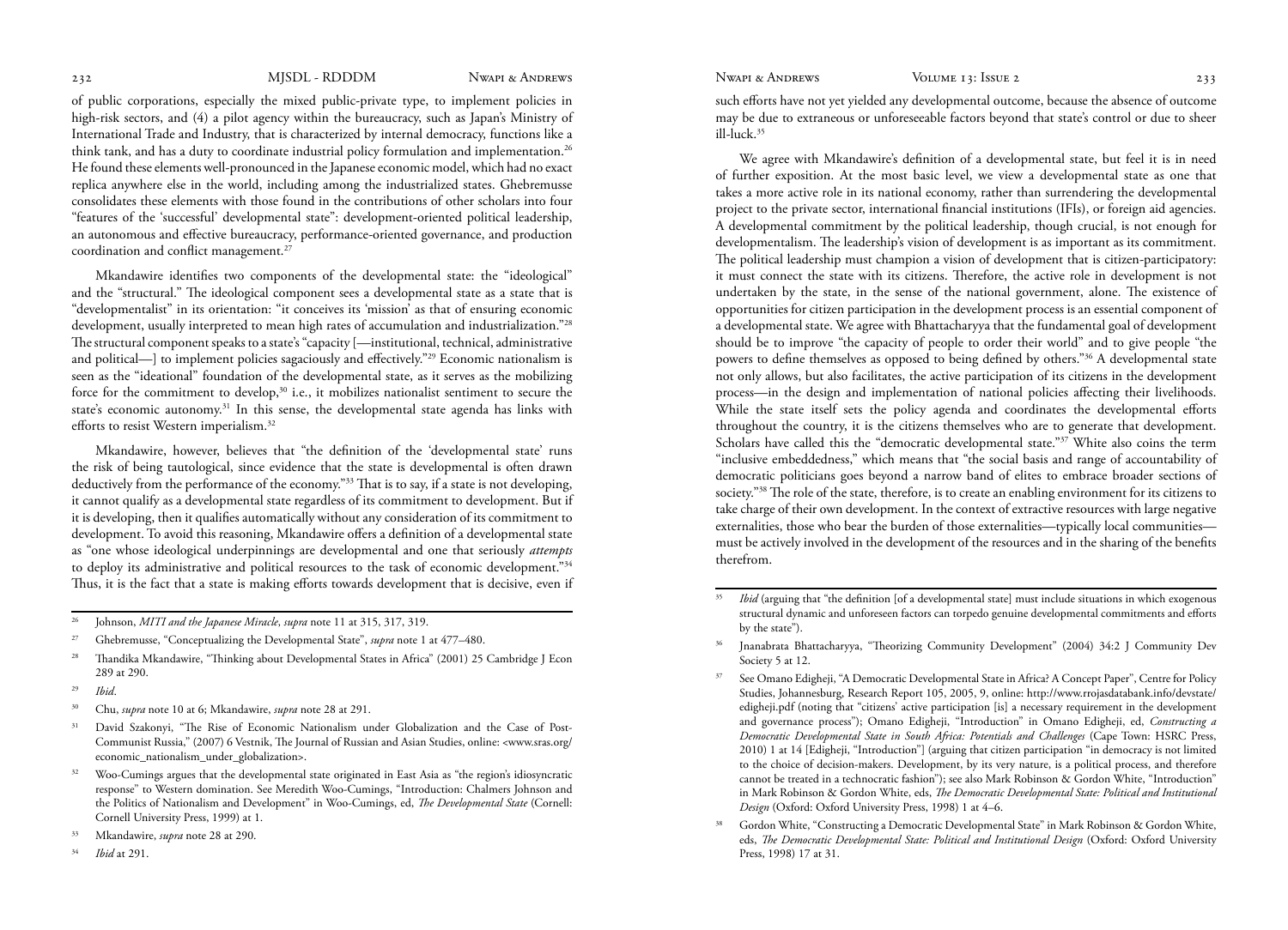of public corporations, especially the mixed public-private type, to implement policies in high-risk sectors, and (4) a pilot agency within the bureaucracy, such as Japan's Ministry of International Trade and Industry, that is characterized by internal democracy, functions like a think tank, and has a duty to coordinate industrial policy formulation and implementation.[26] He found these elements well-pronounced in the Japanese economic model, which had no exact replica anywhere else in the world, including among the industrialized states. Ghebremusse consolidates these elements with those found in the contributions of other scholars into four "features of the 'successful' developmental state": development-oriented political leadership, an autonomous and effective bureaucracy, performance-oriented governance, and production coordination and conflict management.[27]

Mkandawire identifies two components of the developmental state: the "ideological" and the "structural." The ideological component sees a developmental state as a state that is "developmentalist" in its orientation: "it conceives its 'mission' as that of ensuring economic development, usually interpreted to mean high rates of accumulation and industrialization."[28] The structural component speaks to a state's "capacity [—institutional, technical, administrative and political—] to implement policies sagaciously and effectively."[29] Economic nationalism is seen as the "ideational" foundation of the developmental state, as it serves as the mobilizing force for the commitment to develop,[30] i.e., it mobilizes nationalist sentiment to secure the state's economic autonomy.[31] In this sense, the developmental state agenda has links with efforts to resist Western imperialism.[32]

Mkandawire, however, believes that "the definition of the 'developmental state' runs the risk of being tautological, since evidence that the state is developmental is often drawn deductively from the performance of the economy."[33] That is to say, if a state is not developing, it cannot qualify as a developmental state regardless of its commitment to development. But if it is developing, then it qualifies automatically without any consideration of its commitment to development. To avoid this reasoning, Mkandawire offers a definition of a developmental state as "one whose ideological underpinnings are developmental and one that seriously *attempts* to deploy its administrative and political resources to the task of economic development."[34] Thus, it is the fact that a state is making efforts towards development that is decisive, even if such efforts have not yet yielded any developmental outcome, because the absence of outcome may be due to extraneous or unforeseeable factors beyond that state's control or due to sheer ill-luck.[35]

We agree with Mkandawire's definition of a developmental state, but feel it is in need of further exposition. At the most basic level, we view a developmental state as one that takes a more active role in its national economy, rather than surrendering the developmental project to the private sector, international financial institutions (IFIs), or foreign aid agencies. A developmental commitment by the political leadership, though crucial, is not enough for developmentalism. The leadership's vision of development is as important as its commitment. The political leadership must champion a vision of development that is citizen-participatory: it must connect the state with its citizens. Therefore, the active role in development is not undertaken by the state, in the sense of the national government, alone. The existence of opportunities for citizen participation in the development process is an essential component of a developmental state. We agree with Bhattacharyya that the fundamental goal of development should be to improve "the capacity of people to order their world" and to give people "the powers to define themselves as opposed to being defined by others."[36] A developmental state not only allows, but also facilitates, the active participation of its citizens in the development process—in the design and implementation of national policies affecting their livelihoods. While the state itself sets the policy agenda and coordinates the developmental efforts throughout the country, it is the citizens themselves who are to generate that development. Scholars have called this the "democratic developmental state."[37] White also coins the term "inclusive embeddedness," which means that "the social basis and range of accountability of democratic politicians goes beyond a narrow band of elites to embrace broader sections of society."[38] The role of the state, therefore, is to create an enabling environment for its citizens to take charge of their own development. In the context of extractive resources with large negative externalities, those who bear the burden of those externalities—typically local communities—must be actively involved in the development of the resources and in the sharing of the benefits therefrom.

---

[26] Johnson, *MITI and the Japanese Miracle*, *supra* note 11 at 315, 317, 319.

[27] Ghebremusse, "Conceptualizing the Developmental State", *supra* note 1 at 477–480.

[28] Thandika Mkandawire, "Thinking about Developmental States in Africa" (2001) 25 Cambridge J Econ 289 at 290.

[29] *Ibid*.

[30] Chu, *supra* note 10 at 6; Mkandawire, *supra* note 28 at 291.

[31] David Szakonyi, "The Rise of Economic Nationalism under Globalization and the Case of Post-Communist Russia," (2007) 6 Vestnik, The Journal of Russian and Asian Studies, online: <www.sras.org/economic_nationalism_under_globalization>.

[32] Woo-Cumings argues that the developmental state originated in East Asia as "the region's idiosyncratic response" to Western domination. See Meredith Woo-Cumings, "Introduction: Chalmers Johnson and the Politics of Nationalism and Development" in Woo-Cumings, ed, *The Developmental State* (Cornell: Cornell University Press, 1999) at 1.

[33] Mkandawire, *supra* note 28 at 290.

[34] *Ibid* at 291.

[35] *Ibid* (arguing that "the definition [of a developmental state] must include situations in which exogenous structural dynamic and unforeseen factors can torpedo genuine developmental commitments and efforts by the state").

[36] Jnanabrata Bhattacharyya, "Theorizing Community Development" (2004) 34:2 J Community Dev Society 5 at 12.

[37] See Omano Edigheji, "A Democratic Developmental State in Africa? A Concept Paper", Centre for Policy Studies, Johannesburg, Research Report 105, 2005, 9, online: http://www.rrojasdatabank.info/devstate/edigheji.pdf (noting that "citizens' active participation [is] a necessary requirement in the development and governance process"); Omano Edigheji, "Introduction" in Omano Edigheji, ed, *Constructing a Democratic Developmental State in South Africa: Potentials and Challenges* (Cape Town: HSRC Press, 2010) 1 at 14 [Edigheji, "Introduction"] (arguing that citizen participation "in democracy is not limited to the choice of decision-makers. Development, by its very nature, is a political process, and therefore cannot be treated in a technocratic fashion"); see also Mark Robinson & Gordon White, "Introduction" in Mark Robinson & Gordon White, eds, *The Democratic Developmental State: Political and Institutional Design* (Oxford: Oxford University Press, 1998) 1 at 4–6.

[38] Gordon White, "Constructing a Democratic Developmental State" in Mark Robinson & Gordon White, eds, *The Democratic Developmental State: Political and Institutional Design* (Oxford: Oxford University Press, 1998) 17 at 31.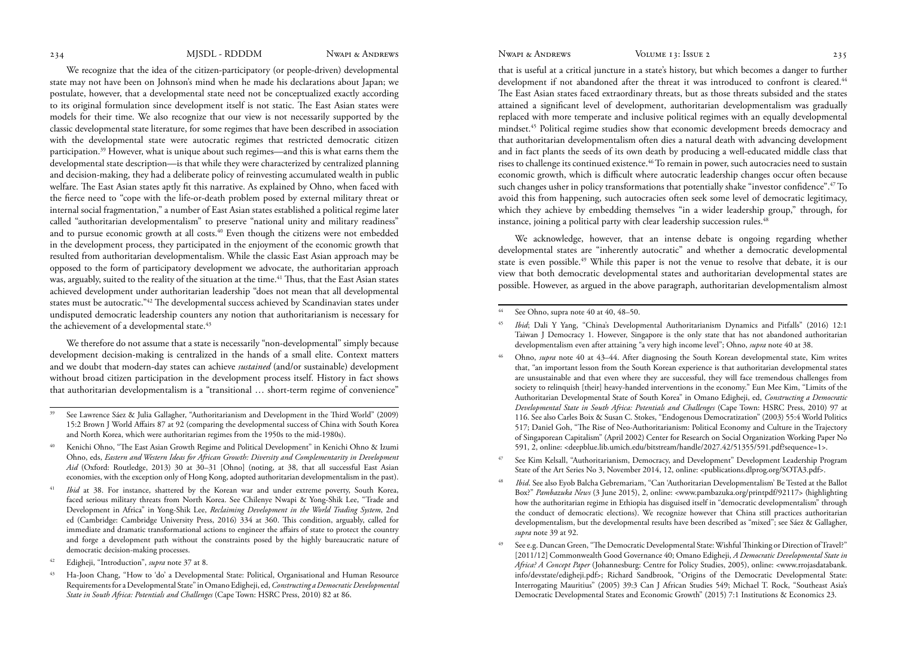We recognize that the idea of the citizen-participatory (or people-driven) developmental state may not have been on Johnson's mind when he made his declarations about Japan; we postulate, however, that a developmental state need not be conceptualized exactly according to its original formulation since development itself is not static. The East Asian states were models for their time. We also recognize that our view is not necessarily supported by the classic developmental state literature, for some regimes that have been described in association with the developmental state were autocratic regimes that restricted democratic citizen participation.[39] However, what is unique about such regimes—and this is what earns them the developmental state description—is that while they were characterized by centralized planning and decision-making, they had a deliberate policy of reinvesting accumulated wealth in public welfare. The East Asian states aptly fit this narrative. As explained by Ohno, when faced with the fierce need to "cope with the life-or-death problem posed by external military threat or internal social fragmentation," a number of East Asian states established a political regime later called "authoritarian developmentalism" to preserve "national unity and military readiness" and to pursue economic growth at all costs.[40] Even though the citizens were not embedded in the development process, they participated in the enjoyment of the economic growth that resulted from authoritarian developmentalism. While the classic East Asian approach may be opposed to the form of participatory development we advocate, the authoritarian approach was, arguably, suited to the reality of the situation at the time.[41] Thus, that the East Asian states achieved development under authoritarian leadership "does not mean that all developmental states must be autocratic."[42] The developmental success achieved by Scandinavian states under undisputed democratic leadership counters any notion that authoritarianism is necessary for the achievement of a developmental state.[43]

We therefore do not assume that a state is necessarily "non-developmental" simply because development decision-making is centralized in the hands of a small elite. Context matters and we doubt that modern-day states can achieve *sustained* (and/or sustainable) development without broad citizen participation in the development process itself. History in fact shows that authoritarian developmentalism is a "transitional … short-term regime of convenience" that is useful at a critical juncture in a state's history, but which becomes a danger to further development if not abandoned after the threat it was introduced to confront is cleared.[44] The East Asian states faced extraordinary threats, but as those threats subsided and the states attained a significant level of development, authoritarian developmentalism was gradually replaced with more temperate and inclusive political regimes with an equally developmental mindset.[45] Political regime studies show that economic development breeds democracy and that authoritarian developmentalism often dies a natural death with advancing development and in fact plants the seeds of its own death by producing a well-educated middle class that rises to challenge its continued existence.[46] To remain in power, such autocracies need to sustain economic growth, which is difficult where autocratic leadership changes occur often because such changes usher in policy transformations that potentially shake "investor confidence".[47] To avoid this from happening, such autocracies often seek some level of democratic legitimacy, which they achieve by embedding themselves "in a wider leadership group," through, for instance, joining a political party with clear leadership succession rules.[48]

We acknowledge, however, that an intense debate is ongoing regarding whether developmental states are "inherently autocratic" and whether a democratic developmental state is even possible.[49] While this paper is not the venue to resolve that debate, it is our view that both democratic developmental states and authoritarian developmental states are possible. However, as argued in the above paragraph, authoritarian developmentalism almost

---

[39] See Lawrence Sáez & Julia Gallagher, "Authoritarianism and Development in the Third World" (2009) 15:2 Brown J World Affairs 87 at 92 (comparing the developmental success of China with South Korea and North Korea, which were authoritarian regimes from the 1950s to the mid-1980s).

[40] Kenichi Ohno, "The East Asian Growth Regime and Political Development" in Kenichi Ohno & Izumi Ohno, eds, *Eastern and Western Ideas for African Growth: Diversity and Complementarity in Development Aid* (Oxford: Routledge, 2013) 30 at 30–31 [Ohno] (noting, at 38, that all successful East Asian economies, with the exception only of Hong Kong, adopted authoritarian developmentalism in the past).

[41] *Ibid* at 38. For instance, shattered by the Korean war and under extreme poverty, South Korea, faced serious military threats from North Korea. See Chilenye Nwapi & Yong-Shik Lee, "Trade and Development in Africa" in Yong-Shik Lee, *Reclaiming Development in the World Trading System*, 2nd ed (Cambridge: Cambridge University Press, 2016) 334 at 360. This condition, arguably, called for immediate and dramatic transformational actions to engineer the affairs of state to protect the country and forge a development path without the constraints posed by the highly bureaucratic nature of democratic decision-making processes.

[42] Edigheji, "Introduction", *supra* note 37 at 8.

[43] Ha-Joon Chang, "How to 'do' a Developmental State: Political, Organisational and Human Resource Requirements for a Developmental State" in Omano Edigheji, ed, *Constructing a Democratic Developmental State in South Africa: Potentials and Challenges* (Cape Town: HSRC Press, 2010) 82 at 86.

[44] See Ohno, supra note 40 at 40, 48–50.

[45] *Ibid*; Dali Y Yang, "China's Developmental Authoritarianism Dynamics and Pitfalls" (2016) 12:1 Taiwan J Democracy 1. However, Singapore is the only state that has not abandoned authoritarian developmentalism even after attaining "a very high income level"; Ohno, *supra* note 40 at 38.

[46] Ohno, *supra* note 40 at 43–44. After diagnosing the South Korean developmental state, Kim writes that, "an important lesson from the South Korean experience is that authoritarian developmental states are unsustainable and that even where they are successful, they will face tremendous challenges from society to relinquish [their] heavy-handed interventions in the economy." Eun Mee Kim, "Limits of the Authoritarian Developmental State of South Korea" in Omano Edigheji, ed, *Constructing a Democratic Developmental State in South Africa: Potentials and Challenges* (Cape Town: HSRC Press, 2010) 97 at 116. See also Carles Boix & Susan C. Stokes, "Endogenous Democratization" (2003) 55:4 World Politics 517; Daniel Goh, "The Rise of Neo-Authoritarianism: Political Economy and Culture in the Trajectory of Singaporean Capitalism" (April 2002) Center for Research on Social Organization Working Paper No 591, 2, online: <deepblue.lib.umich.edu/bitstream/handle/2027.42/51355/591.pdf?sequence=1>.

[47] See Kim Kelsall, "Authoritarianism, Democracy, and Development" Development Leadership Program State of the Art Series No 3, November 2014, 12, online: <publications.dlprog.org/SOTA3.pdf>.

[48] *Ibid*. See also Eyob Balcha Gebremariam, "Can 'Authoritarian Developmentalism' Be Tested at the Ballot Box?" *Pambazuka News* (3 June 2015), 2, online: <www.pambazuka.org/printpdf/92117> (highlighting how the authoritarian regime in Ethiopia has disguised itself in "democratic developmentalism" through the conduct of democratic elections). We recognize however that China still practices authoritarian developmentalism, but the developmental results have been described as "mixed"; see Sáez & Gallagher, *supra* note 39 at 92.

[49] See e.g. Duncan Green, "The Democratic Developmental State: Wishful Thinking or Direction of Travel?" [2011/12] Commonwealth Good Governance 40; Omano Edigheji, *A Democratic Developmental State in Africa? A Concept Paper* (Johannesburg: Centre for Policy Studies, 2005), online: <www.rrojasdatabank.info/devstate/edigheji.pdf>; Richard Sandbrook, "Origins of the Democratic Developmental State: Interrogating Mauritius" (2005) 39:3 Can J African Studies 549; Michael T. Rock, "Southeast Asia's Democratic Developmental States and Economic Growth" (2015) 7:1 Institutions & Economics 23.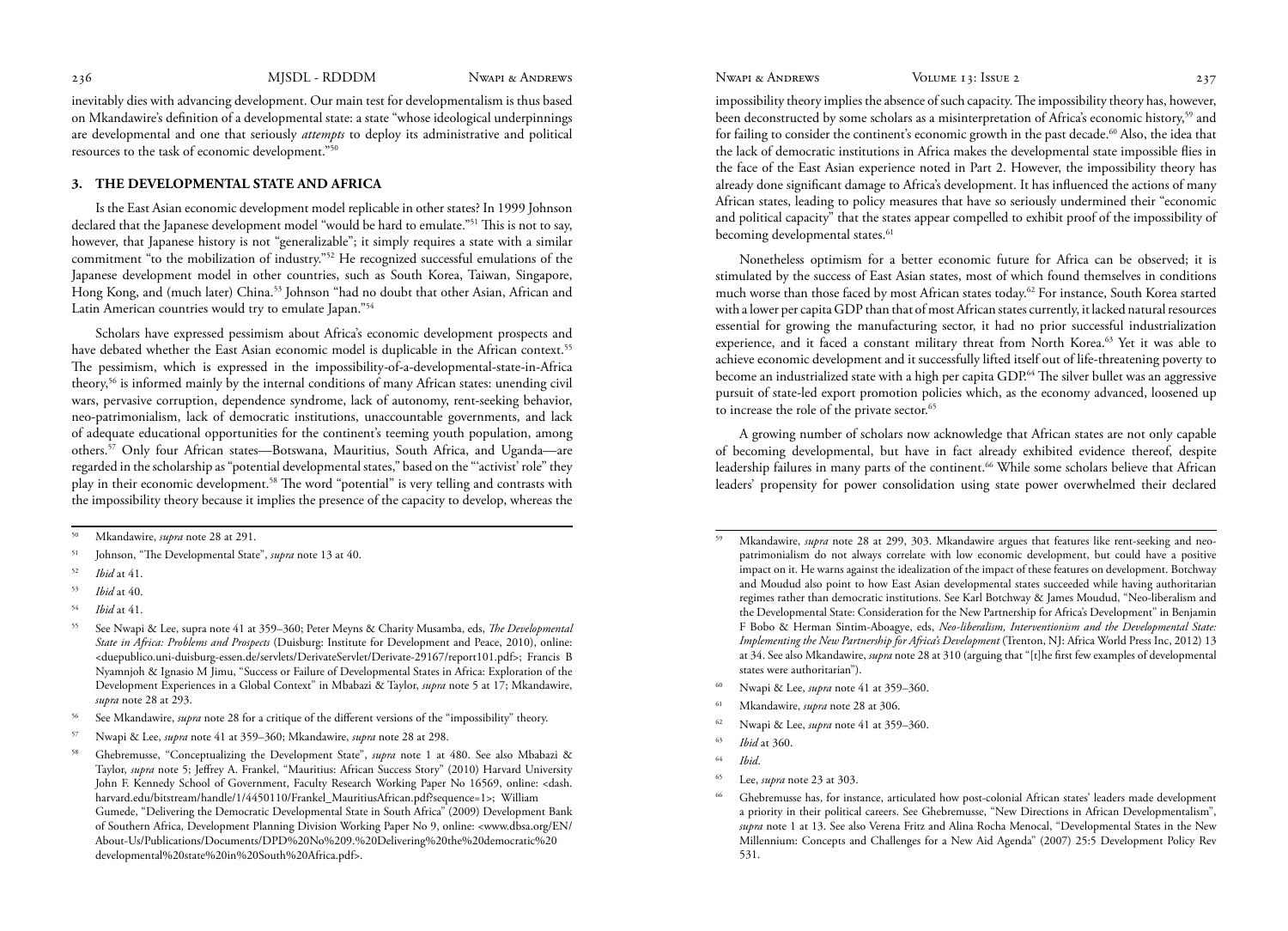inevitably dies with advancing development. Our main test for developmentalism is thus based on Mkandawire's definition of a developmental state: a state "whose ideological underpinnings are developmental and one that seriously *attempts* to deploy its administrative and political resources to the task of economic development."[50]

## 3. THE DEVELOPMENTAL STATE AND AFRICA

Is the East Asian economic development model replicable in other states? In 1999 Johnson declared that the Japanese development model "would be hard to emulate."[51] This is not to say, however, that Japanese history is not "generalizable"; it simply requires a state with a similar commitment "to the mobilization of industry."[52] He recognized successful emulations of the Japanese development model in other countries, such as South Korea, Taiwan, Singapore, Hong Kong, and (much later) China.[53] Johnson "had no doubt that other Asian, African and Latin American countries would try to emulate Japan."[54]

Scholars have expressed pessimism about Africa's economic development prospects and have debated whether the East Asian economic model is duplicable in the African context.[55] The pessimism, which is expressed in the impossibility-of-a-developmental-state-in-Africa theory,[56] is informed mainly by the internal conditions of many African states: unending civil wars, pervasive corruption, dependence syndrome, lack of autonomy, rent-seeking behavior, neo-patrimonialism, lack of democratic institutions, unaccountable governments, and lack of adequate educational opportunities for the continent's teeming youth population, among others.[57] Only four African states—Botswana, Mauritius, South Africa, and Uganda—are regarded in the scholarship as "potential developmental states," based on the "'activist' role" they play in their economic development.[58] The word "potential" is very telling and contrasts with the impossibility theory because it implies the presence of the capacity to develop, whereas the impossibility theory implies the absence of such capacity. The impossibility theory has, however, been deconstructed by some scholars as a misinterpretation of Africa's economic history,[59] and for failing to consider the continent's economic growth in the past decade.[60] Also, the idea that the lack of democratic institutions in Africa makes the developmental state impossible flies in the face of the East Asian experience noted in Part 2. However, the impossibility theory has already done significant damage to Africa's development. It has influenced the actions of many African states, leading to policy measures that have so seriously undermined their "economic and political capacity" that the states appear compelled to exhibit proof of the impossibility of becoming developmental states.[61]

Nonetheless optimism for a better economic future for Africa can be observed; it is stimulated by the success of East Asian states, most of which found themselves in conditions much worse than those faced by most African states today.[62] For instance, South Korea started with a lower per capita GDP than that of most African states currently, it lacked natural resources essential for growing the manufacturing sector, it had no prior successful industrialization experience, and it faced a constant military threat from North Korea.[63] Yet it was able to achieve economic development and it successfully lifted itself out of life-threatening poverty to become an industrialized state with a high per capita GDP.[64] The silver bullet was an aggressive pursuit of state-led export promotion policies which, as the economy advanced, loosened up to increase the role of the private sector.[65]

A growing number of scholars now acknowledge that African states are not only capable of becoming developmental, but have in fact already exhibited evidence thereof, despite leadership failures in many parts of the continent.[66] While some scholars believe that African leaders' propensity for power consolidation using state power overwhelmed their declared

---

[50] Mkandawire, *supra* note 28 at 291.

[51] Johnson, "The Developmental State", *supra* note 13 at 40.

[52] *Ibid* at 41.

[53] *Ibid* at 40.

[54] *Ibid* at 41.

[55] See Nwapi & Lee, supra note 41 at 359–360; Peter Meyns & Charity Musamba, eds, *The Developmental State in Africa: Problems and Prospects* (Duisburg: Institute for Development and Peace, 2010), online: <duepublico.uni-duisburg-essen.de/servlets/DerivateServlet/Derivate-29167/report101.pdf>; Francis B Nyamnjoh & Ignasio M Jimu, "Success or Failure of Developmental States in Africa: Exploration of the Development Experiences in a Global Context" in Mbabazi & Taylor, *supra* note 5 at 17; Mkandawire, *supra* note 28 at 293.

[56] See Mkandawire, *supra* note 28 for a critique of the different versions of the "impossibility" theory.

[57] Nwapi & Lee, *supra* note 41 at 359–360; Mkandawire, *supra* note 28 at 298.

[58] Ghebremusse, "Conceptualizing the Development State", *supra* note 1 at 480. See also Mbabazi & Taylor, *supra* note 5; Jeffrey A. Frankel, "Mauritius: African Success Story" (2010) Harvard University John F. Kennedy School of Government, Faculty Research Working Paper No 16569, online: <dash.harvard.edu/bitstream/handle/1/4450110/Frankel_MauritiusAfrican.pdf?sequence=1>; William Gumede, "Delivering the Democratic Developmental State in South Africa" (2009) Development Bank of Southern Africa, Development Planning Division Working Paper No 9, online: <www.dbsa.org/EN/About-Us/Publications/Documents/DPD%20No%209.%20Delivering%20the%20democratic%20developmental%20state%20in%20South%20Africa.pdf>.

[59] Mkandawire, *supra* note 28 at 299, 303. Mkandawire argues that features like rent-seeking and neo-patrimonialism do not always correlate with low economic development, but could have a positive impact on it. He warns against the idealization of the impact of these features on development. Botchway and Moudud also point to how East Asian developmental states succeeded while having authoritarian regimes rather than democratic institutions. See Karl Botchway & James Moudud, "Neo-liberalism and the Developmental State: Consideration for the New Partnership for Africa's Development" in Benjamin F Bobo & Herman Sintim-Aboagye, eds, *Neo-liberalism, Interventionism and the Developmental State: Implementing the New Partnership for Africa's Development* (Trenton, NJ: Africa World Press Inc, 2012) 13 at 34. See also Mkandawire, *supra* note 28 at 310 (arguing that "[t]he first few examples of developmental states were authoritarian").

[60] Nwapi & Lee, *supra* note 41 at 359–360.

[61] Mkandawire, *supra* note 28 at 306.

[62] Nwapi & Lee, *supra* note 41 at 359–360.

[63] *Ibid* at 360.

[64] *Ibid*.

[65] Lee, *supra* note 23 at 303.

[66] Ghebremusse has, for instance, articulated how post-colonial African states' leaders made development a priority in their political careers. See Ghebremusse, "New Directions in African Developmentalism", *supra* note 1 at 13. See also Verena Fritz and Alina Rocha Menocal, "Developmental States in the New Millennium: Concepts and Challenges for a New Aid Agenda" (2007) 25:5 Development Policy Rev 531.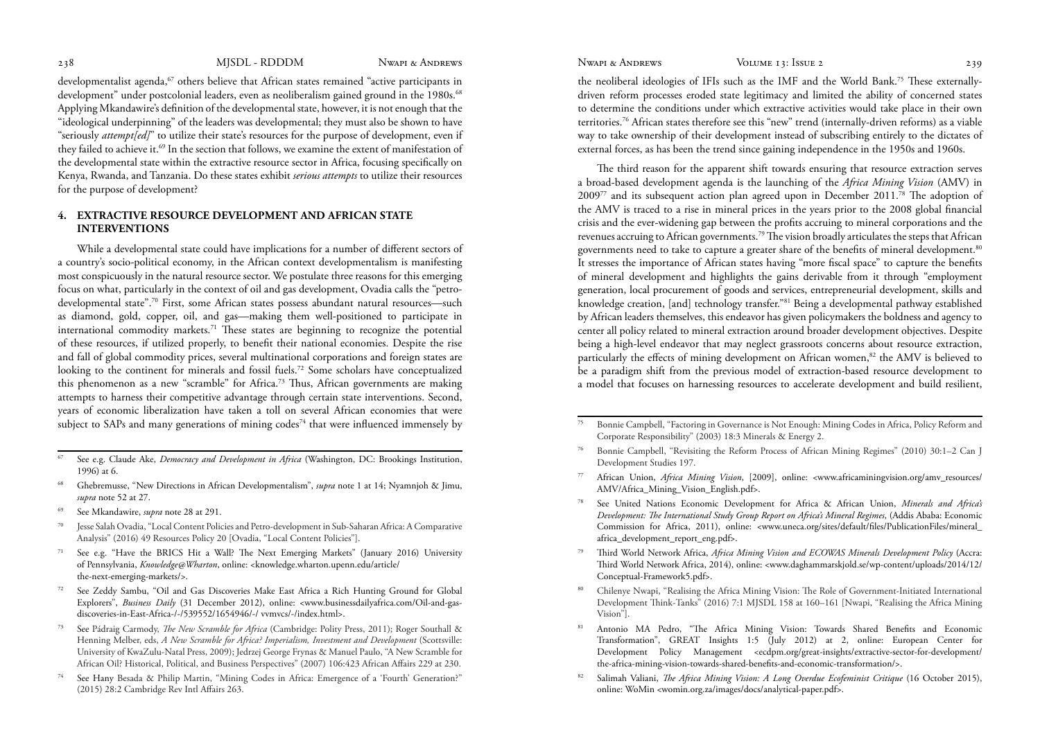developmentalist agenda,[67] others believe that African states remained "active participants in development" under postcolonial leaders, even as neoliberalism gained ground in the 1980s.[68] Applying Mkandawire's definition of the developmental state, however, it is not enough that the "ideological underpinning" of the leaders was developmental; they must also be shown to have "seriously *attempt[ed]*" to utilize their state's resources for the purpose of development, even if they failed to achieve it.[69] In the section that follows, we examine the extent of manifestation of the developmental state within the extractive resource sector in Africa, focusing specifically on Kenya, Rwanda, and Tanzania. Do these states exhibit *serious attempts* to utilize their resources for the purpose of development?

## 4. EXTRACTIVE RESOURCE DEVELOPMENT AND AFRICAN STATE INTERVENTIONS

While a developmental state could have implications for a number of different sectors of a country's socio-political economy, in the African context developmentalism is manifesting most conspicuously in the natural resource sector. We postulate three reasons for this emerging focus on what, particularly in the context of oil and gas development, Ovadia calls the "petro-developmental state".[70] First, some African states possess abundant natural resources—such as diamond, gold, copper, oil, and gas—making them well-positioned to participate in international commodity markets.[71] These states are beginning to recognize the potential of these resources, if utilized properly, to benefit their national economies. Despite the rise and fall of global commodity prices, several multinational corporations and foreign states are looking to the continent for minerals and fossil fuels.[72] Some scholars have conceptualized this phenomenon as a new "scramble" for Africa.[73] Thus, African governments are making attempts to harness their competitive advantage through certain state interventions. Second, years of economic liberalization have taken a toll on several African economies that were subject to SAPs and many generations of mining codes[74] that were influenced immensely by the neoliberal ideologies of IFIs such as the IMF and the World Bank.[75] These externally-driven reform processes eroded state legitimacy and limited the ability of concerned states to determine the conditions under which extractive activities would take place in their own territories.[76] African states therefore see this "new" trend (internally-driven reforms) as a viable way to take ownership of their development instead of subscribing entirely to the dictates of external forces, as has been the trend since gaining independence in the 1950s and 1960s.

The third reason for the apparent shift towards ensuring that resource extraction serves a broad-based development agenda is the launching of the *Africa Mining Vision* (AMV) in 2009[77] and its subsequent action plan agreed upon in December 2011.[78] The adoption of the AMV is traced to a rise in mineral prices in the years prior to the 2008 global financial crisis and the ever-widening gap between the profits accruing to mineral corporations and the revenues accruing to African governments.[79] The vision broadly articulates the steps that African governments need to take to capture a greater share of the benefits of mineral development.[80] It stresses the importance of African states having "more fiscal space" to capture the benefits of mineral development and highlights the gains derivable from it through "employment generation, local procurement of goods and services, entrepreneurial development, skills and knowledge creation, [and] technology transfer."[81] Being a developmental pathway established by African leaders themselves, this endeavor has given policymakers the boldness and agency to center all policy related to mineral extraction around broader development objectives. Despite being a high-level endeavor that may neglect grassroots concerns about resource extraction, particularly the effects of mining development on African women,[82] the AMV is believed to be a paradigm shift from the previous model of extraction-based resource development to a model that focuses on harnessing resources to accelerate development and build resilient,

---

[67] See e.g. Claude Ake, *Democracy and Development in Africa* (Washington, DC: Brookings Institution, 1996) at 6.

[68] Ghebremusse, "New Directions in African Developmentalism", *supra* note 1 at 14; Nyamnjoh & Jimu, *supra* note 52 at 27.

[69] See Mkandawire, *supra* note 28 at 291.

[70] Jesse Salah Ovadia, "Local Content Policies and Petro-development in Sub-Saharan Africa: A Comparative Analysis" (2016) 49 Resources Policy 20 [Ovadia, "Local Content Policies"].

[71] See e.g. "Have the BRICS Hit a Wall? The Next Emerging Markets" (January 2016) University of Pennsylvania, *Knowledge@Wharton*, online: <knowledge.wharton.upenn.edu/article/the-next-emerging-markets/>.

[72] See Zeddy Sambu, "Oil and Gas Discoveries Make East Africa a Rich Hunting Ground for Global Explorers", *Business Daily* (31 December 2012), online: <www.businessdailyafrica.com/Oil-and-gas-discoveries-in-East-Africa-/-/539552/1654946/-/ vvmvcs/-/index.html>.

[73] See Pádraig Carmody, *The New Scramble for Africa* (Cambridge: Polity Press, 2011); Roger Southall & Henning Melber, eds, *A New Scramble for Africa? Imperialism, Investment and Development* (Scottsville: University of KwaZulu-Natal Press, 2009); Jedrzej George Frynas & Manuel Paulo, "A New Scramble for African Oil? Historical, Political, and Business Perspectives" (2007) 106:423 African Affairs 229 at 230.

[74] See Hany Besada & Philip Martin, "Mining Codes in Africa: Emergence of a 'Fourth' Generation?" (2015) 28:2 Cambridge Rev Intl Affairs 263.

[75] Bonnie Campbell, "Factoring in Governance is Not Enough: Mining Codes in Africa, Policy Reform and Corporate Responsibility" (2003) 18:3 Minerals & Energy 2.

[76] Bonnie Campbell, "Revisiting the Reform Process of African Mining Regimes" (2010) 30:1–2 Can J Development Studies 197.

[77] African Union, *Africa Mining Vision*, [2009], online: <www.africaminingvision.org/amv_resources/AMV/Africa_Mining_Vision_English.pdf>.

[78] See United Nations Economic Development for Africa & African Union, *Minerals and Africa's Development: The International Study Group Report on Africa's Mineral Regimes*, (Addis Ababa: Economic Commission for Africa, 2011), online: <www.uneca.org/sites/default/files/PublicationFiles/mineral_africa_development_report_eng.pdf>.

[79] Third World Network Africa, *Africa Mining Vision and ECOWAS Minerals Development Policy* (Accra: Third World Network Africa, 2014), online: <www.daghammarskjold.se/wp-content/uploads/2014/12/Conceptual-Framework5.pdf>.

[80] Chilenye Nwapi, "Realising the Africa Mining Vision: The Role of Government-Initiated International Development Think-Tanks" (2016) 7:1 MJSDL 158 at 160–161 [Nwapi, "Realising the Africa Mining Vision"].

[81] Antonio MA Pedro, "The Africa Mining Vision: Towards Shared Benefits and Economic Transformation", GREAT Insights 1:5 (July 2012) at 2, online: European Center for Development Policy Management <ecdpm.org/great-insights/extractive-sector-for-development/the-africa-mining-vision-towards-shared-benefits-and-economic-transformation/>.

[82] Salimah Valiani, *The Africa Mining Vision: A Long Overdue Ecofeminist Critique* (16 October 2015), online: WoMin <womin.org.za/images/docs/analytical-paper.pdf>.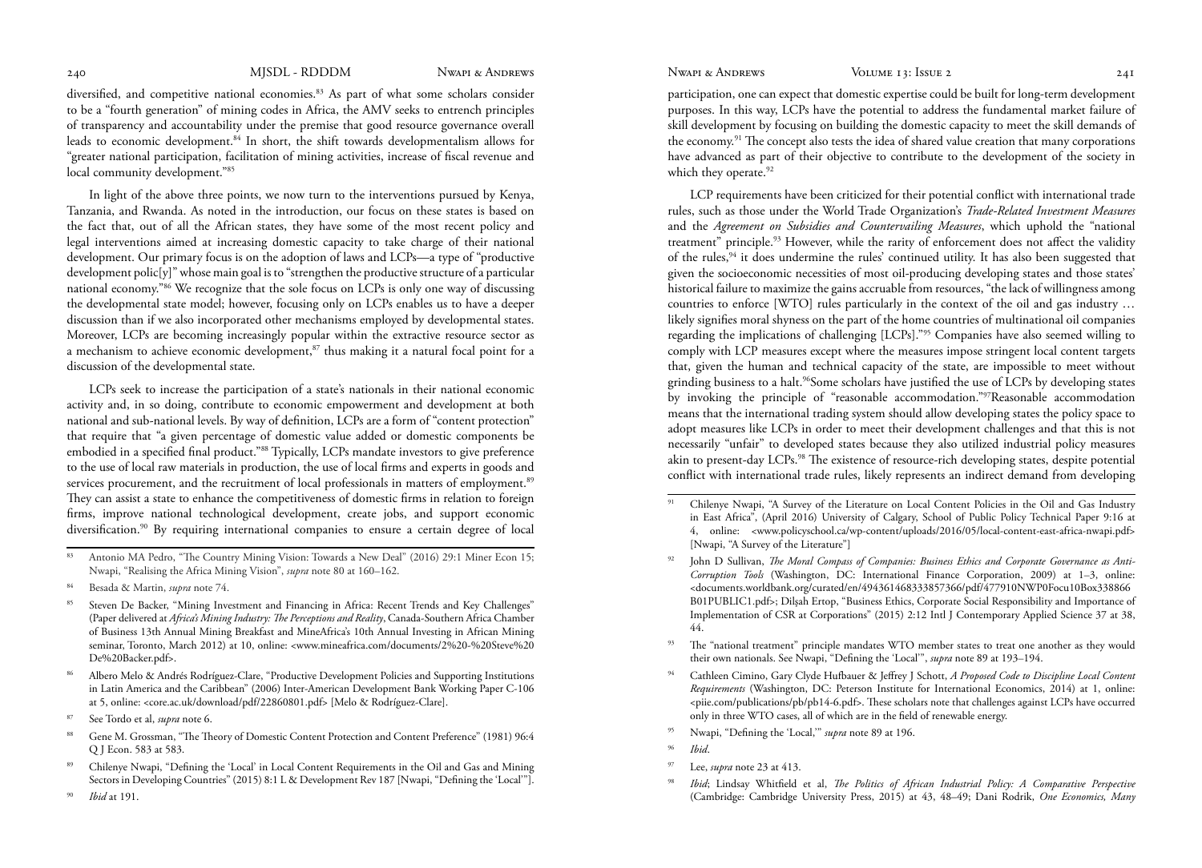diversified, and competitive national economies.[83] As part of what some scholars consider to be a "fourth generation" of mining codes in Africa, the AMV seeks to entrench principles of transparency and accountability under the premise that good resource governance overall leads to economic development.[84] In short, the shift towards developmentalism allows for "greater national participation, facilitation of mining activities, increase of fiscal revenue and local community development."[85]

In light of the above three points, we now turn to the interventions pursued by Kenya, Tanzania, and Rwanda. As noted in the introduction, our focus on these states is based on the fact that, out of all the African states, they have some of the most recent policy and legal interventions aimed at increasing domestic capacity to take charge of their national development. Our primary focus is on the adoption of laws and LCPs—a type of "productive development polic[y]" whose main goal is to "strengthen the productive structure of a particular national economy."[86] We recognize that the sole focus on LCPs is only one way of discussing the developmental state model; however, focusing only on LCPs enables us to have a deeper discussion than if we also incorporated other mechanisms employed by developmental states. Moreover, LCPs are becoming increasingly popular within the extractive resource sector as a mechanism to achieve economic development,[87] thus making it a natural focal point for a discussion of the developmental state.

LCPs seek to increase the participation of a state's nationals in their national economic activity and, in so doing, contribute to economic empowerment and development at both national and sub-national levels. By way of definition, LCPs are a form of "content protection" that require that "a given percentage of domestic value added or domestic components be embodied in a specified final product."[88] Typically, LCPs mandate investors to give preference to the use of local raw materials in production, the use of local firms and experts in goods and services procurement, and the recruitment of local professionals in matters of employment.[89] They can assist a state to enhance the competitiveness of domestic firms in relation to foreign firms, improve national technological development, create jobs, and support economic diversification.[90] By requiring international companies to ensure a certain degree of local participation, one can expect that domestic expertise could be built for long-term development purposes. In this way, LCPs have the potential to address the fundamental market failure of skill development by focusing on building the domestic capacity to meet the skill demands of the economy.[91] The concept also tests the idea of shared value creation that many corporations have advanced as part of their objective to contribute to the development of the society in which they operate.[92]

LCP requirements have been criticized for their potential conflict with international trade rules, such as those under the World Trade Organization's *Trade-Related Investment Measures* and the *Agreement on Subsidies and Countervailing Measures*, which uphold the "national treatment" principle.[93] However, while the rarity of enforcement does not affect the validity of the rules,[94] it does undermine the rules' continued utility. It has also been suggested that given the socioeconomic necessities of most oil-producing developing states and those states' historical failure to maximize the gains accruable from resources, "the lack of willingness among countries to enforce [WTO] rules particularly in the context of the oil and gas industry … likely signifies moral shyness on the part of the home countries of multinational oil companies regarding the implications of challenging [LCPs]."[95] Companies have also seemed willing to comply with LCP measures except where the measures impose stringent local content targets that, given the human and technical capacity of the state, are impossible to meet without grinding business to a halt.[96] Some scholars have justified the use of LCPs by developing states by invoking the principle of "reasonable accommodation."[97] Reasonable accommodation means that the international trading system should allow developing states the policy space to adopt measures like LCPs in order to meet their development challenges and that this is not necessarily "unfair" to developed states because they also utilized industrial policy measures akin to present-day LCPs.[98] The existence of resource-rich developing states, despite potential conflict with international trade rules, likely represents an indirect demand from developing

---

[83] Antonio MA Pedro, "The Country Mining Vision: Towards a New Deal" (2016) 29:1 Miner Econ 15; Nwapi, "Realising the Africa Mining Vision", *supra* note 80 at 160–162.

[84] Besada & Martin, *supra* note 74.

[85] Steven De Backer, "Mining Investment and Financing in Africa: Recent Trends and Key Challenges" (Paper delivered at *Africa's Mining Industry: The Perceptions and Reality*, Canada-Southern Africa Chamber of Business 13th Annual Mining Breakfast and MineAfrica's 10th Annual Investing in African Mining seminar, Toronto, March 2012) at 10, online: <www.mineafrica.com/documents/2%20-%20Steve%20De%20Backer.pdf>.

[86] Albero Melo & Andrés Rodríguez-Clare, "Productive Development Policies and Supporting Institutions in Latin America and the Caribbean" (2006) Inter-American Development Bank Working Paper C-106 at 5, online: <core.ac.uk/download/pdf/22860801.pdf> [Melo & Rodríguez-Clare].

[87] See Tordo et al, *supra* note 6.

[88] Gene M. Grossman, "The Theory of Domestic Content Protection and Content Preference" (1981) 96:4 Q J Econ. 583 at 583.

[89] Chilenye Nwapi, "Defining the 'Local' in Local Content Requirements in the Oil and Gas and Mining Sectors in Developing Countries" (2015) 8:1 L & Development Rev 187 [Nwapi, "Defining the 'Local'"].

[90] *Ibid* at 191.

[91] Chilenye Nwapi, "A Survey of the Literature on Local Content Policies in the Oil and Gas Industry in East Africa", (April 2016) University of Calgary, School of Public Policy Technical Paper 9:16 at 4, online: <www.policyschool.ca/wp-content/uploads/2016/05/local-content-east-africa-nwapi.pdf> [Nwapi, "A Survey of the Literature"]

[92] John D Sullivan, *The Moral Compass of Companies: Business Ethics and Corporate Governance as Anti-Corruption Tools* (Washington, DC: International Finance Corporation, 2009) at 1–3, online: <documents.worldbank.org/curated/en/494361468333857366/pdf/477910NWP0Focu10Box338866B01PUBLIC1.pdf>; Dilşah Ertop, "Business Ethics, Corporate Social Responsibility and Importance of Implementation of CSR at Corporations" (2015) 2:12 Intl J Contemporary Applied Science 37 at 38, 44.

[93] The "national treatment" principle mandates WTO member states to treat one another as they would their own nationals. See Nwapi, "Defining the 'Local'", *supra* note 89 at 193–194.

[94] Cathleen Cimino, Gary Clyde Hufbauer & Jeffrey J Schott, *A Proposed Code to Discipline Local Content Requirements* (Washington, DC: Peterson Institute for International Economics, 2014) at 1, online: <piie.com/publications/pb/pb14-6.pdf>. These scholars note that challenges against LCPs have occurred only in three WTO cases, all of which are in the field of renewable energy.

[95] Nwapi, "Defining the 'Local,'" *supra* note 89 at 196.

[96] *Ibid*.

[97] Lee, *supra* note 23 at 413.

[98] *Ibid*; Lindsay Whitfield et al, *The Politics of African Industrial Policy: A Comparative Perspective* (Cambridge: Cambridge University Press, 2015) at 43, 48–49; Dani Rodrik, *One Economics, Many*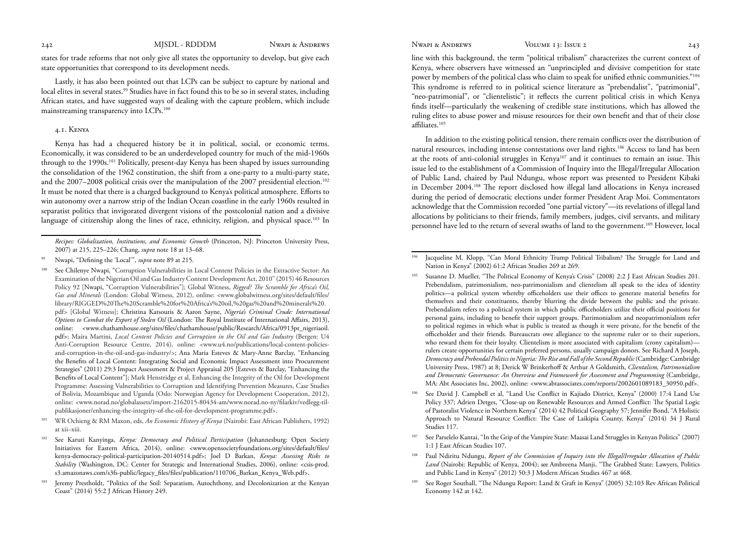states for trade reforms that not only give all states the opportunity to develop, but give each state opportunities that correspond to its development needs.

Lastly, it has also been pointed out that LCPs can be subject to capture by national and local elites in several states.[99] Studies have in fact found this to be so in several states, including African states, and have suggested ways of dealing with the capture problem, which include mainstreaming transparency into LCPs.[100]

### 4.1. Kenya

Kenya has had a chequered history be it in political, social, or economic terms. Economically, it was considered to be an underdeveloped country for much of the mid-1960s through to the 1990s.[101] Politically, present-day Kenya has been shaped by issues surrounding the consolidation of the 1962 constitution, the shift from a one-party to a multi-party state, and the 2007–2008 political crisis over the manipulation of the 2007 presidential election.[102] It must be noted that there is a charged background to Kenya's political atmosphere. Efforts to win autonomy over a narrow strip of the Indian Ocean coastline in the early 1960s resulted in separatist politics that invigorated divergent visions of the postcolonial nation and a divisive language of citizenship along the lines of race, ethnicity, religion, and physical space.[103] In line with this background, the term "political tribalism" characterizes the current context of Kenya, where observers have witnessed an "unprincipled and divisive competition for state power by members of the political class who claim to speak for unified ethnic communities."[104] This syndrome is referred to in political science literature as "prebendalist", "patrimonial", "neo-patrimonial", or "clientelistic"; it reflects the current political crisis in which Kenya finds itself—particularly the weakening of credible state institutions, which has allowed the ruling elites to abuse power and misuse resources for their own benefit and that of their close affiliates.[105]

In addition to the existing political tension, there remain conflicts over the distribution of natural resources, including intense contestations over land rights.[106] Access to land has been at the roots of anti-colonial struggles in Kenya[107] and it continues to remain an issue. This issue led to the establishment of a Commission of Inquiry into the Illegal/Irregular Allocation of Public Land, chaired by Paul Ndungu, whose report was presented to President Kibaki in December 2004.[108] The report disclosed how illegal land allocations in Kenya increased during the period of democratic elections under former President Arap Moi. Commentators acknowledge that the Commission recorded "one partial victory"—its revelations of illegal land allocations by politicians to their friends, family members, judges, civil servants, and military personnel have led to the return of several swaths of land to the government.[109] However, local

---

*Recipes: Globalization, Institutions, and Economic Growth* (Princeton, NJ: Princeton University Press, 2007) at 215, 225–226; Chang, *supra* note 18 at 13–68.

[99] Nwapi, "Defining the 'Local'", *supra* note 89 at 215.

[100] See Chilenye Nwapi, "Corruption Vulnerabilities in Local Content Policies in the Extractive Sector: An Examination of the Nigerian Oil and Gas Industry Content Development Act, 2010" (2015) 46 Resources Policy 92 [Nwapi, "Corruption Vulnerabilities"]; Global Witness, *Rigged? The Scramble for Africa's Oil, Gas and Minerals* (London: Global Witness, 2012), online: <www.globalwitness.org/sites/default/files/library/RIGGED%20The%20Scramble%20for%20Africa's%20oil,%20gas%20and%20minerals%20.pdf> [Global Witness]; Christina Katsouris & Aaron Sayne, *Nigeria's Criminal Crude: International Options to Combat the Export of Stolen Oil* (London: The Royal Institute of International Affairs, 2013), online: <www.chathamhouse.org/sites/files/chathamhouse/public/Research/Africa/0913pr_nigeriaoil.pdf>; Maíra Martini, *Local Content Policies and Corruption in the Oil and Gas Industry* (Bergen: U4 Anti-Corruption Resource Centre, 2014), online: <www.u4.no/publications/local-content-policies-and-corruption-in-the-oil-and-gas-industry/>; Ana Maria Esteves & Mary-Anne Barclay, "Enhancing the Benefits of Local Content: Integrating Social and Economic Impact Assessment into Procurement Strategies" (2011) 29:3 Impact Assessment & Project Appraisal 205 [Esteves & Barclay, "Enhancing the Benefits of Local Content"]; Mark Henstridge et al, Enhancing the Integrity of the Oil for Development Programme: Assessing Vulnerabilities to Corruption and Identifying Prevention Measures, Case Studies of Bolivia, Mozambique and Uganda (Oslo: Norwegian Agency for Development Cooperation, 2012), online: <www.norad.no/globalassets/import-2162015-80434-am/www.norad.no-ny/filarkiv/vedlegg-til-publikasjoner/enhancing-the-integrity-of-the-oil-for-development-programme.pdf>.

[101] WR Ochieng & RM Maxon, eds, *An Economic History of Kenya* (Nairobi: East African Publishers, 1992) at xii–xiii.

[102] See Karuti Kanyinga, *Kenya: Democracy and Political Participation* (Johannesburg: Open Society Initiatives for Eastern Africa, 2014), online: <www.opensocietyfoundations.org/sites/default/files/kenya-democracy-political-participation-20140514.pdf>; Joel D Barkan, *Kenya: Assessing Risks to Stability* (Washington, DC: Center for Strategic and International Studies, 2006), online: <csis-prod.s3.amazonaws.com/s3fs-public/legacy_files/files/publication/110706_Barkan_Kenya_Web.pdf>.

[103] Jeremy Prestholdt, "Politics of the Soil: Separatism, Autochthony, and Decolonization at the Kenyan Coast" (2014) 55:2 J African History 249.

[104] Jacqueline M. Klopp, "Can Moral Ethnicity Trump Political Tribalism? The Struggle for Land and Nation in Kenya" (2002) 61:2 African Studies 269 at 269.

[105] Susanne D. Mueller, "The Political Economy of Kenya's Crisis" (2008) 2:2 J East African Studies 201. Prebendalism, patrimonialism, neo-patrimonialism and clientelism all speak to the idea of identity politics—a political system whereby officeholders use their offices to generate material benefits for themselves and their constituents, thereby blurring the divide between the public and the private. Prebendalism refers to a political system in which public officeholders utilize their official positions for personal gains, including to benefit their support groups. Patrimonialism and neopatrimonialism refer to political regimes in which what is public is treated as though it were private, for the benefit of the officeholder and their friends. Bureaucrats owe allegiance to the supreme ruler or to their superiors, who reward them for their loyalty. Clientelism is more associated with capitalism (crony capitalism)—rulers create opportunities for certain preferred persons, usually campaign donors. See Richard A Joseph, *Democracy and Prebendal Politics in Nigeria: The Rise and Fall of the Second Republic* (Cambridge: Cambridge University Press, 1987) at 8; Derick W Brinkerhoff & Arthur A Goldsmith, *Clientalism, Patrimonialism and Democratic Governance: An Overview and Framework for Assessment and Programming* (Cambridge, MA: Abt Associates Inc, 2002), online: <www.abtassociates.com/reports/2002601089183_30950.pdf>.

[106] See David J. Campbell et al, "Land Use Conflict in Kajiado District, Kenya" (2000) 17:4 Land Use Policy 337; Adrien Detges, "Close-up on Renewable Resources and Armed Conflict: The Spatial Logic of Pastoralist Violence in Northern Kenya" (2014) 42 Political Geography 57; Jennifer Bond, "A Holistic Approach to Natural Resource Conflict: The Case of Laikipia County, Kenya" (2014) 34 J Rural Studies 117.

[107] See Parselelo Kantai, "In the Grip of the Vampire State: Maasai Land Struggles in Kenyan Politics" (2007) 1:1 J East African Studies 107.

[108] Paul Ndiritu Ndungu, *Report of the Commission of Inquiry into the Illegal/Irregular Allocation of Public Land* (Nairobi: Republic of Kenya, 2004); see Ambreena Manji, "The Grabbed State: Lawyers, Politics and Public Land in Kenya" (2012) 50:3 J Modern African Studies 467 at 468.

[109] See Roger Southall, "The Ndungu Report: Land & Graft in Kenya" (2005) 32:103 Rev African Political Economy 142 at 142.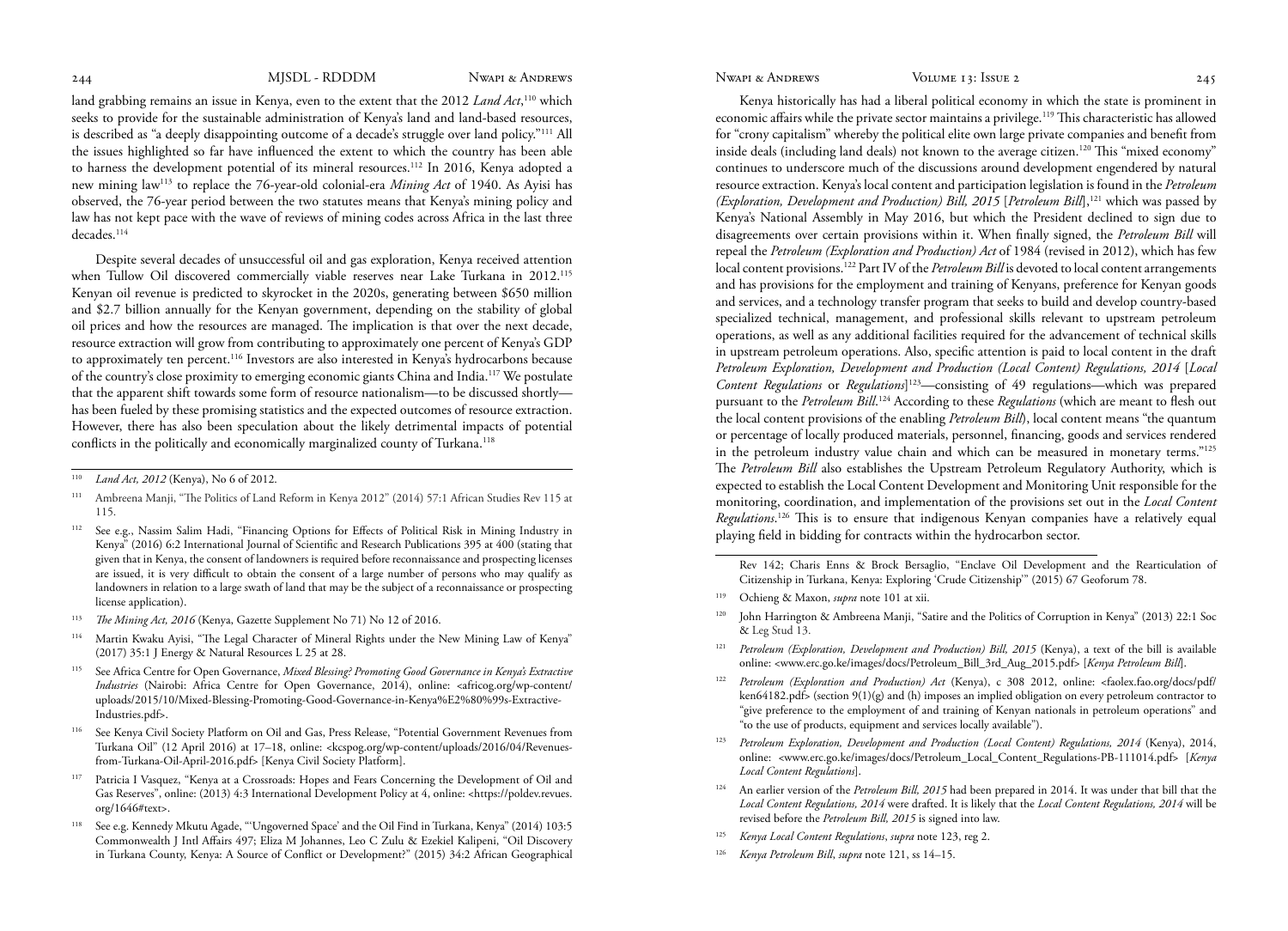land grabbing remains an issue in Kenya, even to the extent that the 2012 *Land Act*,[110] which seeks to provide for the sustainable administration of Kenya's land and land-based resources, is described as "a deeply disappointing outcome of a decade's struggle over land policy."[111] All the issues highlighted so far have influenced the extent to which the country has been able to harness the development potential of its mineral resources.[112] In 2016, Kenya adopted a new mining law[113] to replace the 76-year-old colonial-era *Mining Act* of 1940. As Ayisi has observed, the 76-year period between the two statutes means that Kenya's mining policy and law has not kept pace with the wave of reviews of mining codes across Africa in the last three decades.[114]

Despite several decades of unsuccessful oil and gas exploration, Kenya received attention when Tullow Oil discovered commercially viable reserves near Lake Turkana in 2012.[115] Kenyan oil revenue is predicted to skyrocket in the 2020s, generating between $650 million and $2.7 billion annually for the Kenyan government, depending on the stability of global oil prices and how the resources are managed. The implication is that over the next decade, resource extraction will grow from contributing to approximately one percent of Kenya's GDP to approximately ten percent.[116] Investors are also interested in Kenya's hydrocarbons because of the country's close proximity to emerging economic giants China and India.[117] We postulate that the apparent shift towards some form of resource nationalism—to be discussed shortly—has been fueled by these promising statistics and the expected outcomes of resource extraction. However, there has also been speculation about the likely detrimental impacts of potential conflicts in the politically and economically marginalized county of Turkana.[118]

Kenya historically has had a liberal political economy in which the state is prominent in economic affairs while the private sector maintains a privilege.[119] This characteristic has allowed for "crony capitalism" whereby the political elite own large private companies and benefit from inside deals (including land deals) not known to the average citizen.[120] This "mixed economy" continues to underscore much of the discussions around development engendered by natural resource extraction. Kenya's local content and participation legislation is found in the *Petroleum (Exploration, Development and Production) Bill, 2015* [*Petroleum Bill*],[121] which was passed by Kenya's National Assembly in May 2016, but which the President declined to sign due to disagreements over certain provisions within it. When finally signed, the *Petroleum Bill* will repeal the *Petroleum (Exploration and Production) Act* of 1984 (revised in 2012), which has few local content provisions.[122] Part IV of the *Petroleum Bill* is devoted to local content arrangements and has provisions for the employment and training of Kenyans, preference for Kenyan goods and services, and a technology transfer program that seeks to build and develop country-based specialized technical, management, and professional skills relevant to upstream petroleum operations, as well as any additional facilities required for the advancement of technical skills in upstream petroleum operations. Also, specific attention is paid to local content in the draft *Petroleum Exploration, Development and Production (Local Content) Regulations, 2014* [*Local Content Regulations* or *Regulations*][123]—consisting of 49 regulations—which was prepared pursuant to the *Petroleum Bill*.[124] According to these *Regulations* (which are meant to flesh out the local content provisions of the enabling *Petroleum Bill*), local content means "the quantum or percentage of locally produced materials, personnel, financing, goods and services rendered in the petroleum industry value chain and which can be measured in monetary terms."[125] The *Petroleum Bill* also establishes the Upstream Petroleum Regulatory Authority, which is expected to establish the Local Content Development and Monitoring Unit responsible for the monitoring, coordination, and implementation of the provisions set out in the *Local Content Regulations*.[126] This is to ensure that indigenous Kenyan companies have a relatively equal playing field in bidding for contracts within the hydrocarbon sector.

---

[110] *Land Act, 2012* (Kenya), No 6 of 2012.

[111] Ambreena Manji, "The Politics of Land Reform in Kenya 2012" (2014) 57:1 African Studies Rev 115 at 115.

[112] See e.g., Nassim Salim Hadi, "Financing Options for Effects of Political Risk in Mining Industry in Kenya" (2016) 6:2 International Journal of Scientific and Research Publications 395 at 400 (stating that given that in Kenya, the consent of landowners is required before reconnaissance and prospecting licenses are issued, it is very difficult to obtain the consent of a large number of persons who may qualify as landowners in relation to a large swath of land that may be the subject of a reconnaissance or prospecting license application).

[113] *The Mining Act, 2016* (Kenya, Gazette Supplement No 71) No 12 of 2016.

[114] Martin Kwaku Ayisi, "The Legal Character of Mineral Rights under the New Mining Law of Kenya" (2017) 35:1 J Energy & Natural Resources L 25 at 28.

[115] See Africa Centre for Open Governance, *Mixed Blessing? Promoting Good Governance in Kenya's Extractive Industries* (Nairobi: Africa Centre for Open Governance, 2014), online: <africog.org/wp-content/uploads/2015/10/Mixed-Blessing-Promoting-Good-Governance-in-Kenya%E2%80%99s-Extractive-Industries.pdf>.

[116] See Kenya Civil Society Platform on Oil and Gas, Press Release, "Potential Government Revenues from Turkana Oil" (12 April 2016) at 17–18, online: <kcspog.org/wp-content/uploads/2016/04/Revenues-from-Turkana-Oil-April-2016.pdf> [Kenya Civil Society Platform].

[117] Patricia I Vasquez, "Kenya at a Crossroads: Hopes and Fears Concerning the Development of Oil and Gas Reserves", online: (2013) 4:3 International Development Policy at 4, online: <https://poldev.revues.org/1646#text>.

[118] See e.g. Kennedy Mkutu Agade, "'Ungoverned Space' and the Oil Find in Turkana, Kenya" (2014) 103:5 Commonwealth J Intl Affairs 497; Eliza M Johannes, Leo C Zulu & Ezekiel Kalipeni, "Oil Discovery in Turkana County, Kenya: A Source of Conflict or Development?" (2015) 34:2 African Geographical Rev 142; Charis Enns & Brock Bersaglio, "Enclave Oil Development and the Rearticulation of Citizenship in Turkana, Kenya: Exploring 'Crude Citizenship'" (2015) 67 Geoforum 78.

[119] Ochieng & Maxon, *supra* note 101 at xii.

[120] John Harrington & Ambreena Manji, "Satire and the Politics of Corruption in Kenya" (2013) 22:1 Soc & Leg Stud 13.

[121] *Petroleum (Exploration, Development and Production) Bill, 2015* (Kenya), a text of the bill is available online: <www.erc.go.ke/images/docs/Petroleum_Bill_3rd_Aug_2015.pdf> [*Kenya Petroleum Bill*].

[122] *Petroleum (Exploration and Production) Act* (Kenya), c 308 2012, online: <faolex.fao.org/docs/pdf/ken64182.pdf> (section 9(1)(g) and (h) imposes an implied obligation on every petroleum contractor to "give preference to the employment of and training of Kenyan nationals in petroleum operations" and "to the use of products, equipment and services locally available").

[123] *Petroleum Exploration, Development and Production (Local Content) Regulations, 2014* (Kenya), 2014, online: <www.erc.go.ke/images/docs/Petroleum_Local_Content_Regulations-PB-111014.pdf> [*Kenya Local Content Regulations*].

[124] An earlier version of the *Petroleum Bill, 2015* had been prepared in 2014. It was under that bill that the *Local Content Regulations, 2014* were drafted. It is likely that the *Local Content Regulations, 2014* will be revised before the *Petroleum Bill, 2015* is signed into law.

[125] *Kenya Local Content Regulations*, *supra* note 123, reg 2.

[126] *Kenya Petroleum Bill*, *supra* note 121, ss 14–15.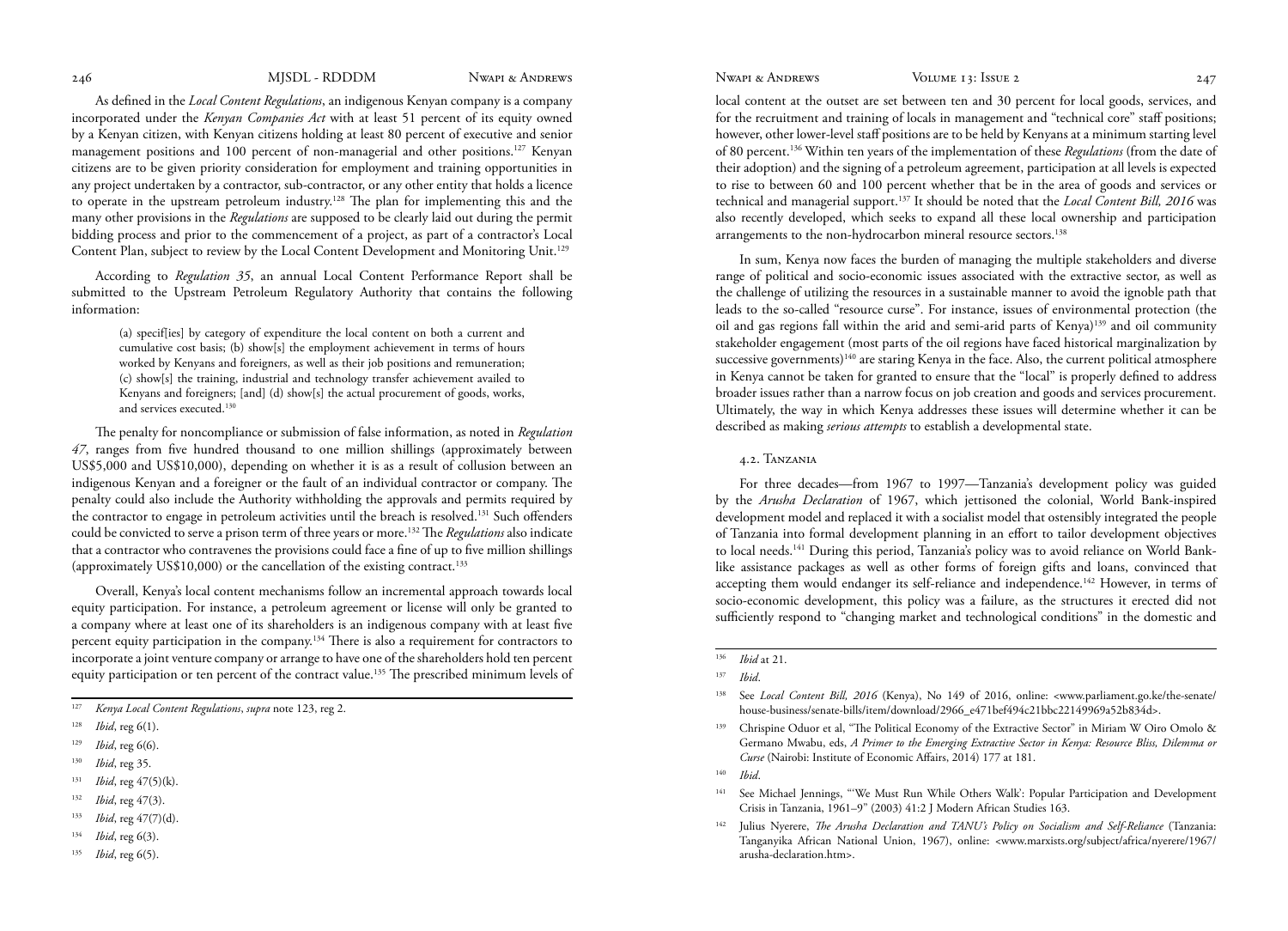As defined in the *Local Content Regulations*, an indigenous Kenyan company is a company incorporated under the *Kenyan Companies Act* with at least 51 percent of its equity owned by a Kenyan citizen, with Kenyan citizens holding at least 80 percent of executive and senior management positions and 100 percent of non-managerial and other positions.[127] Kenyan citizens are to be given priority consideration for employment and training opportunities in any project undertaken by a contractor, sub-contractor, or any other entity that holds a licence to operate in the upstream petroleum industry.[128] The plan for implementing this and the many other provisions in the *Regulations* are supposed to be clearly laid out during the permit bidding process and prior to the commencement of a project, as part of a contractor's Local Content Plan, subject to review by the Local Content Development and Monitoring Unit.[129]

According to *Regulation 35*, an annual Local Content Performance Report shall be submitted to the Upstream Petroleum Regulatory Authority that contains the following information:

> (a) specif[ies] by category of expenditure the local content on both a current and cumulative cost basis; (b) show[s] the employment achievement in terms of hours worked by Kenyans and foreigners, as well as their job positions and remuneration; (c) show[s] the training, industrial and technology transfer achievement availed to Kenyans and foreigners; [and] (d) show[s] the actual procurement of goods, works, and services executed.[130]

The penalty for noncompliance or submission of false information, as noted in *Regulation 47*, ranges from five hundred thousand to one million shillings (approximately between US$5,000 and US$10,000), depending on whether it is as a result of collusion between an indigenous Kenyan and a foreigner or the fault of an individual contractor or company. The penalty could also include the Authority withholding the approvals and permits required by the contractor to engage in petroleum activities until the breach is resolved.[131] Such offenders could be convicted to serve a prison term of three years or more.[132] The *Regulations* also indicate that a contractor who contravenes the provisions could face a fine of up to five million shillings (approximately US$10,000) or the cancellation of the existing contract.[133]

Overall, Kenya's local content mechanisms follow an incremental approach towards local equity participation. For instance, a petroleum agreement or license will only be granted to a company where at least one of its shareholders is an indigenous company with at least five percent equity participation in the company.[134] There is also a requirement for contractors to incorporate a joint venture company or arrange to have one of the shareholders hold ten percent equity participation or ten percent of the contract value.[135] The prescribed minimum levels of local content at the outset are set between ten and 30 percent for local goods, services, and for the recruitment and training of locals in management and "technical core" staff positions; however, other lower-level staff positions are to be held by Kenyans at a minimum starting level of 80 percent.[136] Within ten years of the implementation of these *Regulations* (from the date of their adoption) and the signing of a petroleum agreement, participation at all levels is expected to rise to between 60 and 100 percent whether that be in the area of goods and services or technical and managerial support.[137] It should be noted that the *Local Content Bill, 2016* was also recently developed, which seeks to expand all these local ownership and participation arrangements to the non-hydrocarbon mineral resource sectors.[138]

In sum, Kenya now faces the burden of managing the multiple stakeholders and diverse range of political and socio-economic issues associated with the extractive sector, as well as the challenge of utilizing the resources in a sustainable manner to avoid the ignoble path that leads to the so-called "resource curse". For instance, issues of environmental protection (the oil and gas regions fall within the arid and semi-arid parts of Kenya)[139] and oil community stakeholder engagement (most parts of the oil regions have faced historical marginalization by successive governments)[140] are staring Kenya in the face. Also, the current political atmosphere in Kenya cannot be taken for granted to ensure that the "local" is properly defined to address broader issues rather than a narrow focus on job creation and goods and services procurement. Ultimately, the way in which Kenya addresses these issues will determine whether it can be described as making *serious attempts* to establish a developmental state.

### 4.2. Tanzania

For three decades—from 1967 to 1997—Tanzania's development policy was guided by the *Arusha Declaration* of 1967, which jettisoned the colonial, World Bank-inspired development model and replaced it with a socialist model that ostensibly integrated the people of Tanzania into formal development planning in an effort to tailor development objectives to local needs.[141] During this period, Tanzania's policy was to avoid reliance on World Bank-like assistance packages as well as other forms of foreign gifts and loans, convinced that accepting them would endanger its self-reliance and independence.[142] However, in terms of socio-economic development, this policy was a failure, as the structures it erected did not sufficiently respond to "changing market and technological conditions" in the domestic and

---

[127] *Kenya Local Content Regulations*, *supra* note 123, reg 2.

[128] *Ibid*, reg 6(1).

[129] *Ibid*, reg 6(6).

[130] *Ibid*, reg 35.

[131] *Ibid*, reg 47(5)(k).

[132] *Ibid*, reg 47(3).

[133] *Ibid*, reg 47(7)(d).

[134] *Ibid*, reg 6(3).

[135] *Ibid*, reg 6(5).

[136] *Ibid* at 21.

[137] *Ibid*.

[138] See *Local Content Bill, 2016* (Kenya), No 149 of 2016, online: <www.parliament.go.ke/the-senate/house-business/senate-bills/item/download/2966_e471bef494c21bbc22149969a52b834d>.

[139] Chrispine Oduor et al, "The Political Economy of the Extractive Sector" in Miriam W Oiro Omolo & Germano Mwabu, eds, *A Primer to the Emerging Extractive Sector in Kenya: Resource Bliss, Dilemma or Curse* (Nairobi: Institute of Economic Affairs, 2014) 177 at 181.

[140] *Ibid*.

[141] See Michael Jennings, "'We Must Run While Others Walk': Popular Participation and Development Crisis in Tanzania, 1961–9" (2003) 41:2 J Modern African Studies 163.

[142] Julius Nyerere, *The Arusha Declaration and TANU's Policy on Socialism and Self-Reliance* (Tanzania: Tanganyika African National Union, 1967), online: <www.marxists.org/subject/africa/nyerere/1967/arusha-declaration.htm>.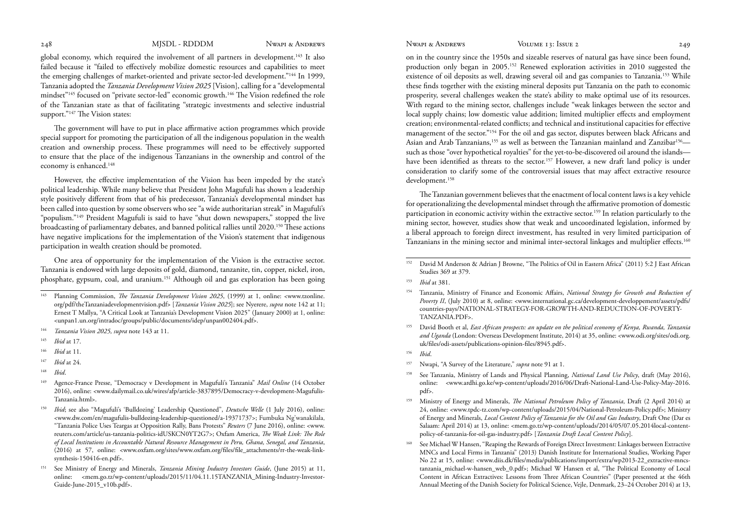global economy, which required the involvement of all partners in development.[143] It also failed because it "failed to effectively mobilize domestic resources and capabilities to meet the emerging challenges of market-oriented and private sector-led development."[144] In 1999, Tanzania adopted the *Tanzania Development Vision 2025* [Vision], calling for a "developmental mindset"[145] focused on "private sector-led" economic growth.[146] The Vision redefined the role of the Tanzanian state as that of facilitating "strategic investments and selective industrial support."[147] The Vision states:

> The government will have to put in place affirmative action programmes which provide special support for promoting the participation of all the indigenous population in the wealth creation and ownership process. These programmes will need to be effectively supported to ensure that the place of the indigenous Tanzanians in the ownership and control of the economy is enhanced.[148]

However, the effective implementation of the Vision has been impeded by the state's political leadership. While many believe that President John Magufuli has shown a leadership style positively different from that of his predecessor, Tanzania's developmental mindset has been called into question by some observers who see "a wide authoritarian streak" in Magufuli's "populism."[149] President Magufuli is said to have "shut down newspapers," stopped the live broadcasting of parliamentary debates, and banned political rallies until 2020.[150] These actions have negative implications for the implementation of the Vision's statement that indigenous participation in wealth creation should be promoted.

One area of opportunity for the implementation of the Vision is the extractive sector. Tanzania is endowed with large deposits of gold, diamond, tanzanite, tin, copper, nickel, iron, phosphate, gypsum, coal, and uranium.[151] Although oil and gas exploration has been going on in the country since the 1950s and sizeable reserves of natural gas have since been found, production only began in 2005.[152] Renewed exploration activities in 2010 suggested the existence of oil deposits as well, drawing several oil and gas companies to Tanzania.[153] While these finds together with the existing mineral deposits put Tanzania on the path to economic prosperity, several challenges weaken the state's ability to make optimal use of its resources. With regard to the mining sector, challenges include "weak linkages between the sector and local supply chains; low domestic value addition; limited multiplier effects and employment creation; environmental-related conflicts; and technical and institutional capacities for effective management of the sector."[154] For the oil and gas sector, disputes between black Africans and Asian and Arab Tanzanians,[155] as well as between the Tanzanian mainland and Zanzibar[156]—such as those "over hypothetical royalties" for the yet-to-be-discovered oil around the islands—have been identified as threats to the sector.[157] However, a new draft land policy is under consideration to clarify some of the controversial issues that may affect extractive resource development.[158]

The Tanzanian government believes that the enactment of local content laws is a key vehicle for operationalizing the developmental mindset through the affirmative promotion of domestic participation in economic activity within the extractive sector.[159] In relation particularly to the mining sector, however, studies show that weak and uncoordinated legislation, informed by a liberal approach to foreign direct investment, has resulted in very limited participation of Tanzanians in the mining sector and minimal inter-sectoral linkages and multiplier effects.[160]

---

[143] Planning Commission, *The Tanzania Development Vision 2025*, (1999) at 1, online: <www.tzonline.org/pdf/theTanzaniadevelopmentvision.pdf> [*Tanzania Vision 2025*]; see Nyerere, *supra* note 142 at 11; Ernest T Mallya, "A Critical Look at Tanzania's Development Vision 2025" (January 2000) at 1, online: <unpan1.un.org/intradoc/groups/public/documents/idep/unpan002404.pdf>.

[144] *Tanzania Vision 2025, supra* note 143 at 11.

[145] *Ibid* at 17.

[146] *Ibid* at 11.

[147] *Ibid* at 24.

[148] *Ibid*.

[149] Agence-France Presse, "Democracy v Development in Magufuli's Tanzania" *Mail Online* (14 October 2016), online: <www.dailymail.co.uk/wires/afp/article-3837895/Democracy-v-development-Magufulis-Tanzania.html>.

[150] *Ibid*; see also "Magufuli's 'Bulldozing' Leadership Questioned", *Deutsche Welle* (1 July 2016), online: <www.dw.com/en/magufulis-bulldozing-leadership-questioned/a-19371737>; Fumbuka Ng'wanakilala, "Tanzania Police Uses Teargas at Opposition Rally, Bans Protests" *Reuters* (7 June 2016), online: <www.reuters.com/article/us-tanzania-politics-idUSKCN0YT2G7>; Oxfam America, *The Weak Link: The Role of Local Institutions in Accountable Natural Resource Management in Peru, Ghana, Senegal, and Tanzania*, (2016) at 57, online: <www.oxfam.org/sites/www.oxfam.org/files/file_attachments/rr-the-weak-link-synthesis-150416-en.pdf>.

[151] See Ministry of Energy and Minerals, *Tanzania Mining Industry Investors Guide*, (June 2015) at 11, online: <mem.go.tz/wp-content/uploads/2015/11/04.11.15TANZANIA_Mining-Industry-Investor-Guide-June-2015_v10b.pdf>.

[152] David M Anderson & Adrian J Browne, "The Politics of Oil in Eastern Africa" (2011) 5:2 J East African Studies 369 at 379.

[153] *Ibid* at 381.

[154] Tanzania, Ministry of Finance and Economic Affairs, *National Strategy for Growth and Reduction of Poverty II*, (July 2010) at 8, online: <www.international.gc.ca/development-developpement/assets/pdfs/countries-pays/NATIONAL-STRATEGY-FOR-GROWTH-AND-REDUCTION-OF-POVERTY-TANZANIA.PDF>.

[155] David Booth et al, *East African prospects: an update on the political economy of Kenya, Rwanda, Tanzania and Uganda* (London: Overseas Development Institute, 2014) at 35, online: <www.odi.org/sites/odi.org.uk/files/odi-assets/publications-opinion-files/8945.pdf>.

[156] *Ibid*.

[157] Nwapi, "A Survey of the Literature," *supra* note 91 at 1.

[158] See Tanzania, Ministry of Lands and Physical Planning, *National Land Use Policy*, draft (May 2016), online: <www.ardhi.go.ke/wp-content/uploads/2016/06/Draft-National-Land-Use-Policy-May-2016.pdf>.

[159] Ministry of Energy and Minerals, *The National Petroleum Policy of Tanzania*, Draft (2 April 2014) at 24, online: <www.tpdc-tz.com/wp-content/uploads/2015/04/National-Petroleum-Policy.pdf>; Ministry of Energy and Minerals, *Local Content Policy of Tanzania for the Oil and Gas Industry*, Draft One (Dar es Salaam: April 2014) at 13, online: <mem.go.tz/wp-content/uploads/2014/05/07.05.2014local-content-policy-of-tanzania-for-oil-gas-industry.pdf> [*Tanzania Draft Local Content Policy*].

[160] See Michael W Hansen, "Reaping the Rewards of Foreign Direct Investment: Linkages between Extractive MNCs and Local Firms in Tanzania" (2013) Danish Institute for International Studies, Working Paper No 22 at 15, online: <www.diis.dk/files/media/publications/import/extra/wp2013-22_extractive-mncs-tanzania_michael-w-hansen_web_0.pdf>; Michael W Hansen et al, "The Political Economy of Local Content in African Extractives: Lessons from Three African Countries" (Paper presented at the 46th Annual Meeting of the Danish Society for Political Science, Vejle, Denmark, 23–24 October 2014) at 13,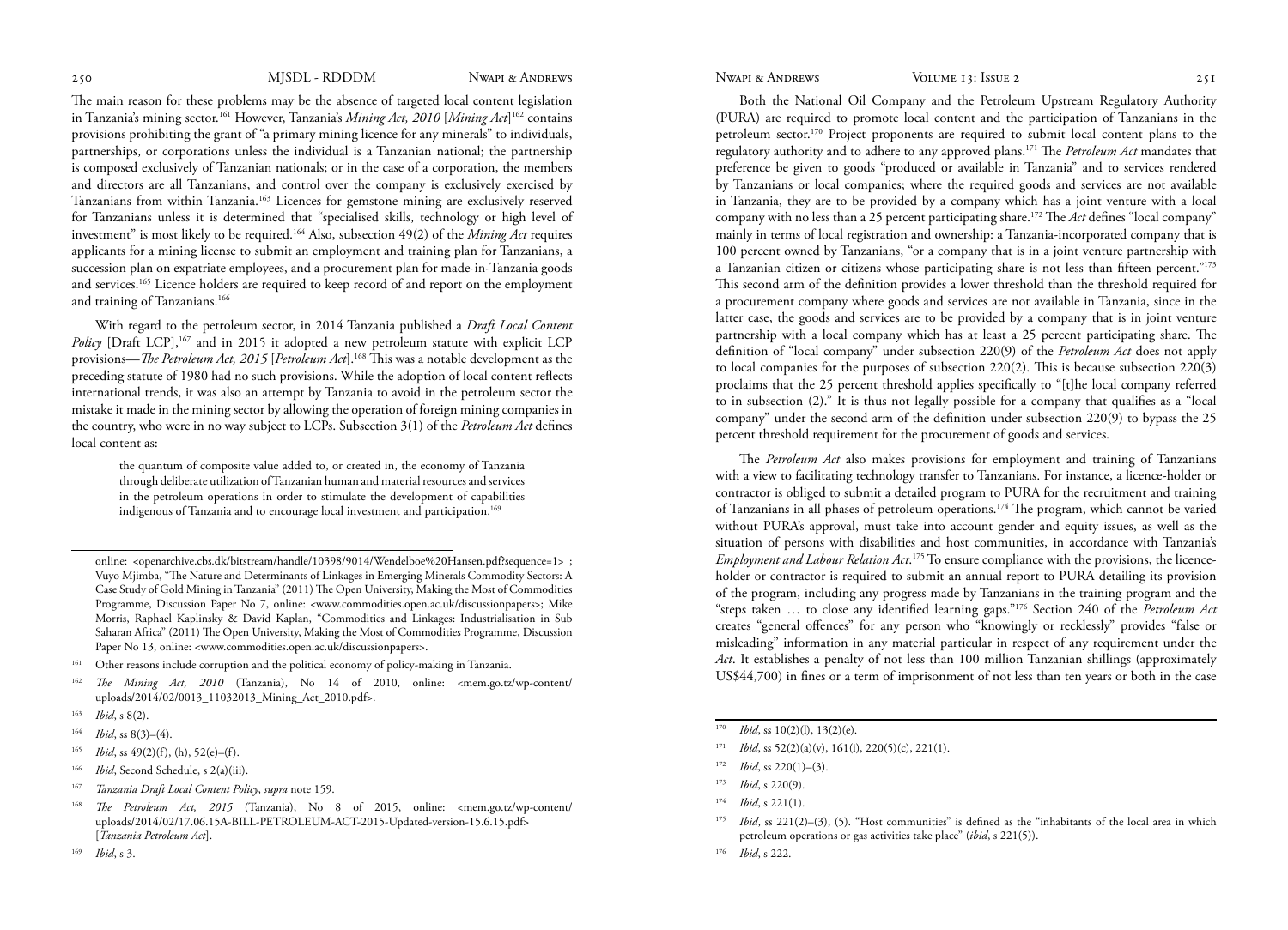The main reason for these problems may be the absence of targeted local content legislation in Tanzania's mining sector.[161] However, Tanzania's *Mining Act, 2010* [*Mining Act*][162] contains provisions prohibiting the grant of "a primary mining licence for any minerals" to individuals, partnerships, or corporations unless the individual is a Tanzanian national; the partnership is composed exclusively of Tanzanian nationals; or in the case of a corporation, the members and directors are all Tanzanians, and control over the company is exclusively exercised by Tanzanians from within Tanzania.[163] Licences for gemstone mining are exclusively reserved for Tanzanians unless it is determined that "specialised skills, technology or high level of investment" is most likely to be required.[164] Also, subsection 49(2) of the *Mining Act* requires applicants for a mining license to submit an employment and training plan for Tanzanians, a succession plan on expatriate employees, and a procurement plan for made-in-Tanzania goods and services.[165] Licence holders are required to keep record of and report on the employment and training of Tanzanians.[166]

With regard to the petroleum sector, in 2014 Tanzania published a *Draft Local Content Policy* [Draft LCP],[167] and in 2015 it adopted a new petroleum statute with explicit LCP provisions—*The Petroleum Act, 2015* [*Petroleum Act*].[168] This was a notable development as the preceding statute of 1980 had no such provisions. While the adoption of local content reflects international trends, it was also an attempt by Tanzania to avoid in the petroleum sector the mistake it made in the mining sector by allowing the operation of foreign mining companies in the country, who were in no way subject to LCPs. Subsection 3(1) of the *Petroleum Act* defines local content as:

> the quantum of composite value added to, or created in, the economy of Tanzania through deliberate utilization of Tanzanian human and material resources and services in the petroleum operations in order to stimulate the development of capabilities indigenous of Tanzania and to encourage local investment and participation.[169]

Both the National Oil Company and the Petroleum Upstream Regulatory Authority (PURA) are required to promote local content and the participation of Tanzanians in the petroleum sector.[170] Project proponents are required to submit local content plans to the regulatory authority and to adhere to any approved plans.[171] The *Petroleum Act* mandates that preference be given to goods "produced or available in Tanzania" and to services rendered by Tanzanians or local companies; where the required goods and services are not available in Tanzania, they are to be provided by a company which has a joint venture with a local company with no less than a 25 percent participating share.[172] The *Act* defines "local company" mainly in terms of local registration and ownership: a Tanzania-incorporated company that is 100 percent owned by Tanzanians, "or a company that is in a joint venture partnership with a Tanzanian citizen or citizens whose participating share is not less than fifteen percent."[173] This second arm of the definition provides a lower threshold than the threshold required for a procurement company where goods and services are not available in Tanzania, since in the latter case, the goods and services are to be provided by a company that is in joint venture partnership with a local company which has at least a 25 percent participating share. The definition of "local company" under subsection 220(9) of the *Petroleum Act* does not apply to local companies for the purposes of subsection 220(2). This is because subsection 220(3) proclaims that the 25 percent threshold applies specifically to "[t]he local company referred to in subsection (2)." It is thus not legally possible for a company that qualifies as a "local company" under the second arm of the definition under subsection 220(9) to bypass the 25 percent threshold requirement for the procurement of goods and services.

The *Petroleum Act* also makes provisions for employment and training of Tanzanians with a view to facilitating technology transfer to Tanzanians. For instance, a licence-holder or contractor is obliged to submit a detailed program to PURA for the recruitment and training of Tanzanians in all phases of petroleum operations.[174] The program, which cannot be varied without PURA's approval, must take into account gender and equity issues, as well as the situation of persons with disabilities and host communities, in accordance with Tanzania's *Employment and Labour Relation Act*.[175] To ensure compliance with the provisions, the licence-holder or contractor is required to submit an annual report to PURA detailing its provision of the program, including any progress made by Tanzanians in the training program and the "steps taken … to close any identified learning gaps."[176] Section 240 of the *Petroleum Act* creates "general offences" for any person who "knowingly or recklessly" provides "false or misleading" information in any material particular in respect of any requirement under the *Act*. It establishes a penalty of not less than 100 million Tanzanian shillings (approximately US$44,700) in fines or a term of imprisonment of not less than ten years or both in the case

---

online: <openarchive.cbs.dk/bitstream/handle/10398/9014/Wendelboe%20Hansen.pdf?sequence=1> ; Vuyo Mjimba, "The Nature and Determinants of Linkages in Emerging Minerals Commodity Sectors: A Case Study of Gold Mining in Tanzania" (2011) The Open University, Making the Most of Commodities Programme, Discussion Paper No 7, online: <www.commodities.open.ac.uk/discussionpapers>; Mike Morris, Raphael Kaplinsky & David Kaplan, "Commodities and Linkages: Industrialisation in Sub Saharan Africa" (2011) The Open University, Making the Most of Commodities Programme, Discussion Paper No 13, online: <www.commodities.open.ac.uk/discussionpapers>.

[161] Other reasons include corruption and the political economy of policy-making in Tanzania.

[162] *The Mining Act, 2010* (Tanzania), No 14 of 2010, online: <mem.go.tz/wp-content/uploads/2014/02/0013_11032013_Mining_Act_2010.pdf>.

[163] *Ibid*, s 8(2).

[164] *Ibid*, ss 8(3)–(4).

[165] *Ibid*, ss 49(2)(f), (h), 52(e)–(f).

[166] *Ibid*, Second Schedule, s 2(a)(iii).

[167] *Tanzania Draft Local Content Policy*, *supra* note 159.

[168] *The Petroleum Act, 2015* (Tanzania), No 8 of 2015, online: <mem.go.tz/wp-content/uploads/2014/02/17.06.15A-BILL-PETROLEUM-ACT-2015-Updated-version-15.6.15.pdf> [*Tanzania Petroleum Act*].

[169] *Ibid*, s 3.

[170] *Ibid*, ss 10(2)(l), 13(2)(e).

[171] *Ibid*, ss 52(2)(a)(v), 161(i), 220(5)(c), 221(1).

[172] *Ibid*, ss 220(1)–(3).

[173] *Ibid*, s 220(9).

[174] *Ibid*, s 221(1).

[175] *Ibid*, ss 221(2)–(3), (5). "Host communities" is defined as the "inhabitants of the local area in which petroleum operations or gas activities take place" (*ibid*, s 221(5)).

[176] *Ibid*, s 222.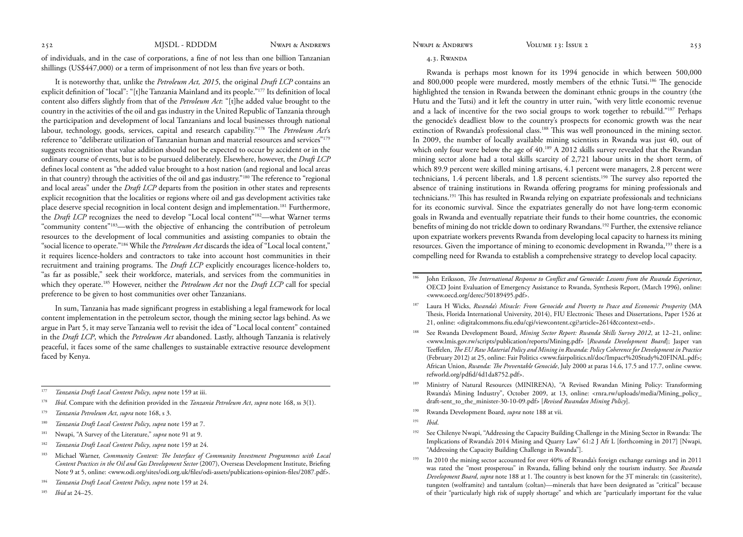of individuals, and in the case of corporations, a fine of not less than one billion Tanzanian shillings (US$447,000) or a term of imprisonment of not less than five years or both.

It is noteworthy that, unlike the *Petroleum Act, 2015*, the original *Draft LCP* contains an explicit definition of "local": "[t]he Tanzania Mainland and its people."[177] Its definition of local content also differs slightly from that of the *Petroleum Act*: "[t]he added value brought to the country in the activities of the oil and gas industry in the United Republic of Tanzania through the participation and development of local Tanzanians and local businesses through national labour, technology, goods, services, capital and research capability."[178] The *Petroleum Act*'s reference to "deliberate utilization of Tanzanian human and material resources and services"[179] suggests recognition that value addition should not be expected to occur by accident or in the ordinary course of events, but is to be pursued deliberately. Elsewhere, however, the *Draft LCP* defines local content as "the added value brought to a host nation (and regional and local areas in that country) through the activities of the oil and gas industry."[180] The reference to "regional and local areas" under the *Draft LCP* departs from the position in other states and represents explicit recognition that the localities or regions where oil and gas development activities take place deserve special recognition in local content design and implementation.[181] Furthermore, the *Draft LCP* recognizes the need to develop "Local local content"[182]—what Warner terms "community content"[183]—with the objective of enhancing the contribution of petroleum resources to the development of local communities and assisting companies to obtain the "social licence to operate."[184] While the *Petroleum Act* discards the idea of "Local local content," it requires licence-holders and contractors to take into account host communities in their recruitment and training programs. The *Draft LCP* explicitly encourages licence-holders to, "as far as possible," seek their workforce, materials, and services from the communities in which they operate.[185] However, neither the *Petroleum Act* nor the *Draft LCP* call for special preference to be given to host communities over other Tanzanians.

In sum, Tanzania has made significant progress in establishing a legal framework for local content implementation in the petroleum sector, though the mining sector lags behind. As we argue in Part 5, it may serve Tanzania well to revisit the idea of "Local local content" contained in the *Draft LCP*, which the *Petroleum Act* abandoned. Lastly, although Tanzania is relatively peaceful, it faces some of the same challenges to sustainable extractive resource development faced by Kenya.

### 4.3. Rwanda

Rwanda is perhaps most known for its 1994 genocide in which between 500,000 and 800,000 people were murdered, mostly members of the ethnic Tutsi.[186] The genocide highlighted the tension in Rwanda between the dominant ethnic groups in the country (the Hutu and the Tutsi) and it left the country in utter ruin, "with very little economic revenue and a lack of incentive for the two social groups to work together to rebuild."[187] Perhaps the genocide's deadliest blow to the country's prospects for economic growth was the near extinction of Rwanda's professional class.[188] This was well pronounced in the mining sector. In 2009, the number of locally available mining scientists in Rwanda was just 40, out of which only four were below the age of 40.[189] A 2012 skills survey revealed that the Rwandan mining sector alone had a total skills scarcity of 2,721 labour units in the short term, of which 89.9 percent were skilled mining artisans, 4.1 percent were managers, 2.8 percent were technicians, 1.4 percent liberals, and 1.8 percent scientists.[190] The survey also reported the absence of training institutions in Rwanda offering programs for mining professionals and technicians.[191] This has resulted in Rwanda relying on expatriate professionals and technicians for its economic survival. Since the expatriates generally do not have long-term economic goals in Rwanda and eventually repatriate their funds to their home countries, the economic benefits of mining do not trickle down to ordinary Rwandans.[192] Further, the extensive reliance upon expatriate workers prevents Rwanda from developing local capacity to harness its mining resources. Given the importance of mining to economic development in Rwanda,[193] there is a compelling need for Rwanda to establish a comprehensive strategy to develop local capacity.

---

[177] *Tanzania Draft Local Content Policy*, *supra* note 159 at iii.

[178] *Ibid*. Compare with the definition provided in the *Tanzania Petroleum Act*, *supra* note 168, ss 3(1).

[179] *Tanzania Petroleum Act*, *supra* note 168, s 3.

[180] *Tanzania Draft Local Content Policy*, *supra* note 159 at 7.

[181] Nwapi, "A Survey of the Literature," *supra* note 91 at 9.

[182] *Tanzania Draft Local Content Policy*, *supra* note 159 at 24.

[183] Michael Warner, *Community Content: The Interface of Community Investment Programmes with Local Content Practices in the Oil and Gas Development Sector* (2007), Overseas Development Institute, Briefing Note 9 at 5, online: <www.odi.org/sites/odi.org.uk/files/odi-assets/publications-opinion-files/2087.pdf>.

[184] *Tanzania Draft Local Content Policy*, *supra* note 159 at 24.

[185] *Ibid* at 24–25.

[186] John Eriksson, *The International Response to Conflict and Genocide: Lessons from the Rwanda Experience*, OECD Joint Evaluation of Emergency Assistance to Rwanda, Synthesis Report, (March 1996), online: <www.oecd.org/derec/50189495.pdf>.

[187] Laura H Wicks, *Rwanda's Miracle: From Genocide and Poverty to Peace and Economic Prosperity* (MA Thesis, Florida International University, 2014), FIU Electronic Theses and Dissertations, Paper 1526 at 21, online: <digitalcommons.fiu.edu/cgi/viewcontent.cgi?article=2614&context=etd>.

[188] See Rwanda Development Board, *Mining Sector Report: Rwanda Skills Survey 2012*, at 12–21, online: <www.lmis.gov.rw/scripts/publication/reports/Mining.pdf> [*Rwanda Development Board*]; Jasper van Teeffelen, *The EU Raw Material Policy and Mining in Rwanda: Policy Coherence for Development in Practice* (February 2012) at 25, online: Fair Politics <www.fairpolitics.nl/doc/Impact%20Study%20FINAL.pdf>; African Union, *Rwanda: The Preventable Genocide*, July 2000 at paras 14.6, 17.5 and 17.7, online <www.refworld.org/pdfid/4d1da8752.pdf>.

[189] Ministry of Natural Resources (MINIRENA), "A Revised Rwandan Mining Policy: Transforming Rwanda's Mining Industry", October 2009, at 13, online: <rnra.rw/uploads/media/Mining_policy_draft-sent_to_the_minister-30-10-09.pdf> [*Revised Rwandan Mining Policy*].

[190] Rwanda Development Board, *supra* note 188 at vii.

[191] *Ibid*.

[192] See Chilenye Nwapi, "Addressing the Capacity Building Challenge in the Mining Sector in Rwanda: The Implications of Rwanda's 2014 Mining and Quarry Law" 61:2 J Afr L [forthcoming in 2017] [Nwapi, "Addressing the Capacity Building Challenge in Rwanda"].

[193] In 2010 the mining sector accounted for over 40% of Rwanda's foreign exchange earnings and in 2011 was rated the "most prosperous" in Rwanda, falling behind only the tourism industry. See *Rwanda Development Board*, *supra* note 188 at 1. The country is best known for the 3T minerals: tin (cassiterite), tungsten (wolframite) and tantalum (coltan)—minerals that have been designated as "critical" because of their "particularly high risk of supply shortage" and which are "particularly important for the value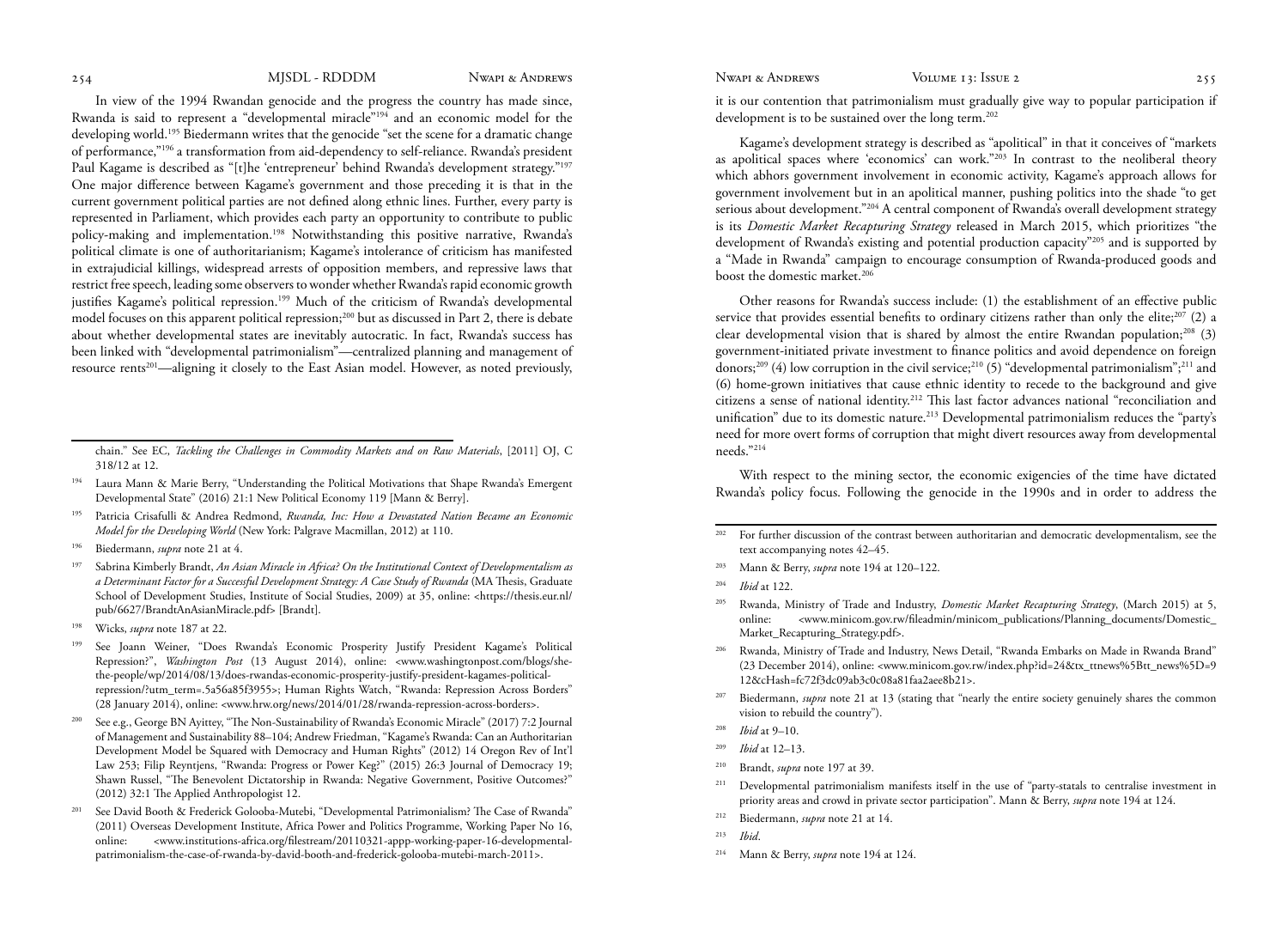In view of the 1994 Rwandan genocide and the progress the country has made since, Rwanda is said to represent a "developmental miracle"[194] and an economic model for the developing world.[195] Biedermann writes that the genocide "set the scene for a dramatic change of performance,"[196] a transformation from aid-dependency to self-reliance. Rwanda's president Paul Kagame is described as "[t]he 'entrepreneur' behind Rwanda's development strategy."[197] One major difference between Kagame's government and those preceding it is that in the current government political parties are not defined along ethnic lines. Further, every party is represented in Parliament, which provides each party an opportunity to contribute to public policy-making and implementation.[198] Notwithstanding this positive narrative, Rwanda's political climate is one of authoritarianism; Kagame's intolerance of criticism has manifested in extrajudicial killings, widespread arrests of opposition members, and repressive laws that restrict free speech, leading some observers to wonder whether Rwanda's rapid economic growth justifies Kagame's political repression.[199] Much of the criticism of Rwanda's developmental model focuses on this apparent political repression;[200] but as discussed in Part 2, there is debate about whether developmental states are inevitably autocratic. In fact, Rwanda's success has been linked with "developmental patrimonialism"—centralized planning and management of resource rents[201]—aligning it closely to the East Asian model. However, as noted previously, it is our contention that patrimonialism must gradually give way to popular participation if development is to be sustained over the long term.[202]

Kagame's development strategy is described as "apolitical" in that it conceives of "markets as apolitical spaces where 'economics' can work."[203] In contrast to the neoliberal theory which abhors government involvement in economic activity, Kagame's approach allows for government involvement but in an apolitical manner, pushing politics into the shade "to get serious about development."[204] A central component of Rwanda's overall development strategy is its *Domestic Market Recapturing Strategy* released in March 2015, which prioritizes "the development of Rwanda's existing and potential production capacity"[205] and is supported by a "Made in Rwanda" campaign to encourage consumption of Rwanda-produced goods and boost the domestic market.[206]

Other reasons for Rwanda's success include: (1) the establishment of an effective public service that provides essential benefits to ordinary citizens rather than only the elite;[207] (2) a clear developmental vision that is shared by almost the entire Rwandan population;[208] (3) government-initiated private investment to finance politics and avoid dependence on foreign donors;[209] (4) low corruption in the civil service;[210] (5) "developmental patrimonialism";[211] and (6) home-grown initiatives that cause ethnic identity to recede to the background and give citizens a sense of national identity.[212] This last factor advances national "reconciliation and unification" due to its domestic nature.[213] Developmental patrimonialism reduces the "party's need for more overt forms of corruption that might divert resources away from developmental needs."[214]

With respect to the mining sector, the economic exigencies of the time have dictated Rwanda's policy focus. Following the genocide in the 1990s and in order to address the

---

chain." See EC, *Tackling the Challenges in Commodity Markets and on Raw Materials*, [2011] OJ, C 318/12 at 12.

[194] Laura Mann & Marie Berry, "Understanding the Political Motivations that Shape Rwanda's Emergent Developmental State" (2016) 21:1 New Political Economy 119 [Mann & Berry].

[195] Patricia Crisafulli & Andrea Redmond, *Rwanda, Inc: How a Devastated Nation Became an Economic Model for the Developing World* (New York: Palgrave Macmillan, 2012) at 110.

[196] Biedermann, *supra* note 21 at 4.

[197] Sabrina Kimberly Brandt, *An Asian Miracle in Africa? On the Institutional Context of Developmentalism as a Determinant Factor for a Successful Development Strategy: A Case Study of Rwanda* (MA Thesis, Graduate School of Development Studies, Institute of Social Studies, 2009) at 35, online: <https://thesis.eur.nl/pub/6627/BrandtAnAsianMiracle.pdf> [Brandt].

[198] Wicks, *supra* note 187 at 22.

[199] See Joann Weiner, "Does Rwanda's Economic Prosperity Justify President Kagame's Political Repression?", *Washington Post* (13 August 2014), online: <www.washingtonpost.com/blogs/she-the-people/wp/2014/08/13/does-rwandas-economic-prosperity-justify-president-kagames-political-repression/?utm_term=.5a56a85f3955>; Human Rights Watch, "Rwanda: Repression Across Borders" (28 January 2014), online: <www.hrw.org/news/2014/01/28/rwanda-repression-across-borders>.

[200] See e.g., George BN Ayittey, "The Non-Sustainability of Rwanda's Economic Miracle" (2017) 7:2 Journal of Management and Sustainability 88–104; Andrew Friedman, "Kagame's Rwanda: Can an Authoritarian Development Model be Squared with Democracy and Human Rights" (2012) 14 Oregon Rev of Int'l Law 253; Filip Reyntjens, "Rwanda: Progress or Power Keg?" (2015) 26:3 Journal of Democracy 19; Shawn Russel, "The Benevolent Dictatorship in Rwanda: Negative Government, Positive Outcomes?" (2012) 32:1 The Applied Anthropologist 12.

[201] See David Booth & Frederick Golooba-Mutebi, "Developmental Patrimonialism? The Case of Rwanda" (2011) Overseas Development Institute, Africa Power and Politics Programme, Working Paper No 16, online: <www.institutions-africa.org/filestream/20110321-appp-working-paper-16-developmental-patrimonialism-the-case-of-rwanda-by-david-booth-and-frederick-golooba-mutebi-march-2011>.

[202] For further discussion of the contrast between authoritarian and democratic developmentalism, see the text accompanying notes 42–45.

[203] Mann & Berry, *supra* note 194 at 120–122.

[204] *Ibid* at 122.

[205] Rwanda, Ministry of Trade and Industry, *Domestic Market Recapturing Strategy*, (March 2015) at 5, online: <www.minicom.gov.rw/fileadmin/minicom_publications/Planning_documents/Domestic_Market_Recapturing_Strategy.pdf>.

[206] Rwanda, Ministry of Trade and Industry, News Detail, "Rwanda Embarks on Made in Rwanda Brand" (23 December 2014), online: <www.minicom.gov.rw/index.php?id=24&tx_ttnews%5Btt_news%5D=912&cHash=fc72f3dc09ab3c0c08a81faa2aee8b21>.

[207] Biedermann, *supra* note 21 at 13 (stating that "nearly the entire society genuinely shares the common vision to rebuild the country").

[208] *Ibid* at 9–10.

[209] *Ibid* at 12–13.

[210] Brandt, *supra* note 197 at 39.

[211] Developmental patrimonialism manifests itself in the use of "party-statals to centralise investment in priority areas and crowd in private sector participation". Mann & Berry, *supra* note 194 at 124.

[212] Biedermann, *supra* note 21 at 14.

[213] *Ibid*.

[214] Mann & Berry, *supra* note 194 at 124.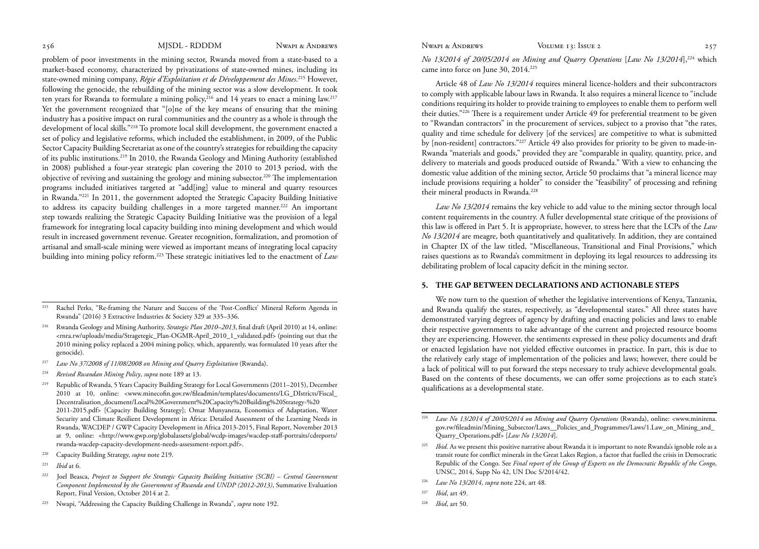problem of poor investments in the mining sector, Rwanda moved from a state-based to a market-based economy, characterized by privatizations of state-owned mines, including its state-owned mining company, *Régie d'Exploitation et de Développement des Mines*.[215] However, following the genocide, the rebuilding of the mining sector was a slow development. It took ten years for Rwanda to formulate a mining policy,[216] and 14 years to enact a mining law.[217] Yet the government recognized that "[o]ne of the key means of ensuring that the mining industry has a positive impact on rural communities and the country as a whole is through the development of local skills."[218] To promote local skill development, the government enacted a set of policy and legislative reforms, which included the establishment, in 2009, of the Public Sector Capacity Building Secretariat as one of the country's strategies for rebuilding the capacity of its public institutions.[219] In 2010, the Rwanda Geology and Mining Authority (established in 2008) published a four-year strategic plan covering the 2010 to 2013 period, with the objective of reviving and sustaining the geology and mining subsector.[220] The implementation programs included initiatives targeted at "add[ing] value to mineral and quarry resources in Rwanda."[221] In 2011, the government adopted the Strategic Capacity Building Initiative to address its capacity building challenges in a more targeted manner.[222] An important step towards realizing the Strategic Capacity Building Initiative was the provision of a legal framework for integrating local capacity building into mining development and which would result in increased government revenue. Greater recognition, formalization, and promotion of artisanal and small-scale mining were viewed as important means of integrating local capacity building into mining policy reform.[223] These strategic initiatives led to the enactment of *Law No 13/2014 of 20/05/2014 on Mining and Quarry Operations* [*Law No 13/2014*],[224] which came into force on June 30, 2014.[225]

Article 48 of *Law No 13/2014* requires mineral licence-holders and their subcontractors to comply with applicable labour laws in Rwanda. It also requires a mineral licence to "include conditions requiring its holder to provide training to employees to enable them to perform well their duties."[226] There is a requirement under Article 49 for preferential treatment to be given to "Rwandan contractors" in the procurement of services, subject to a proviso that "the rates, quality and time schedule for delivery [of the services] are competitive to what is submitted by [non-resident] contractors."[227] Article 49 also provides for priority to be given to made-in-Rwanda "materials and goods," provided they are "comparable in quality, quantity, price, and delivery to materials and goods produced outside of Rwanda." With a view to enhancing the domestic value addition of the mining sector, Article 50 proclaims that "a mineral licence may include provisions requiring a holder" to consider the "feasibility" of processing and refining their mineral products in Rwanda.[228]

*Law No 13/2014* remains the key vehicle to add value to the mining sector through local content requirements in the country. A fuller developmental state critique of the provisions of this law is offered in Part 5. It is appropriate, however, to stress here that the LCPs of the *Law No 13/2014* are meagre, both quantitatively and qualitatively. In addition, they are contained in Chapter IX of the law titled, "Miscellaneous, Transitional and Final Provisions," which raises questions as to Rwanda's commitment in deploying its legal resources to addressing its debilitating problem of local capacity deficit in the mining sector.

## 5. THE GAP BETWEEN DECLARATIONS AND ACTIONABLE STEPS

We now turn to the question of whether the legislative interventions of Kenya, Tanzania, and Rwanda qualify the states, respectively, as "developmental states." All three states have demonstrated varying degrees of agency by drafting and enacting policies and laws to enable their respective governments to take advantage of the current and projected resource booms they are experiencing. However, the sentiments expressed in these policy documents and draft or enacted legislation have not yielded effective outcomes in practice. In part, this is due to the relatively early stage of implementation of the policies and laws; however, there could be a lack of political will to put forward the steps necessary to truly achieve developmental goals. Based on the contents of these documents, we can offer some projections as to each state's qualifications as a developmental state.

---

[215] Rachel Perks, "Re-framing the Nature and Success of the 'Post-Conflict' Mineral Reform Agenda in Rwanda" (2016) 3 Extractive Industries & Society 329 at 335–336.

[216] Rwanda Geology and Mining Authority, *Strategic Plan 2010–2013*, final draft (April 2010) at 14, online: <rnra.rw/uploads/media/Strage­tegic_Plan-OGMR-April_2010_1_validated.pdf> (pointing out that the 2010 mining policy replaced a 2004 mining policy, which, apparently, was formulated 10 years after the genocide).

[217] *Law No 37/2008 of 11/08/2008 on Mining and Quarry Exploitation* (Rwanda).

[218] *Revised Rwandan Mining Policy*, *supra* note 189 at 13.

[219] Republic of Rwanda, 5 Years Capacity Building Strategy for Local Governments (2011–2015), December 2010 at 10, online: <www.minecofin.gov.rw/fileadmin/templates/documents/LG_DIstricts/Fiscal_Decentralisation_document/Local%20Government%20Capacity%20Building%20Strategy-%20 2011-2015.pdf> [Capacity Building Strategy]; Omar Munyaneza, Economics of Adaptation, Water Security and Climate Resilient Development in Africa: Detailed Assessment of the Learning Needs in Rwanda, WACDEP / GWP Capacity Development in Africa 2013-2015, Final Report, November 2013 at 9, online: <http://www.gwp.org/globalassets/global/wcdp-images/wacdep-staff-portraits/cdreports/rwanda-wacdep-capacity-development-needs-assessment-report.pdf>.

[220] Capacity Building Strategy, *supra* note 219.

[221] *Ibid* at 6.

[222] Joel Beasca, *Project to Support the Strategic Capacity Building Initiative (SCBI) – Central Government Component Implemented by the Government of Rwanda and UNDP (2012-2013)*, Summative Evaluation Report, Final Version, October 2014 at 2.

[223] Nwapi, "Addressing the Capacity Building Challenge in Rwanda", *supra* note 192.

[224] *Law No 13/2014 of 20/05/2014 on Mining and Quarry Operations* (Rwanda), online: <www.minirena.gov.rw/fileadmin/Mining_Subsector/Laws__Policies_and_Programmes/Laws/1.Law_on_Mining_and_Quarry_Operations.pdf> [*Law No 13/2014*].

[225] *Ibid*. As we present this positive narrative about Rwanda it is important to note Rwanda's ignoble role as a transit route for conflict minerals in the Great Lakes Region, a factor that fuelled the crisis in Democratic Republic of the Congo. See *Final report of the Group of Experts on the Democratic Republic of the Congo*, UNSC, 2014, Supp No 42, UN Doc S/2014/42.

[226] *Law No 13/2014*, *supra* note 224, art 48.

[227] *Ibid*, art 49.

[228] *Ibid*, art 50.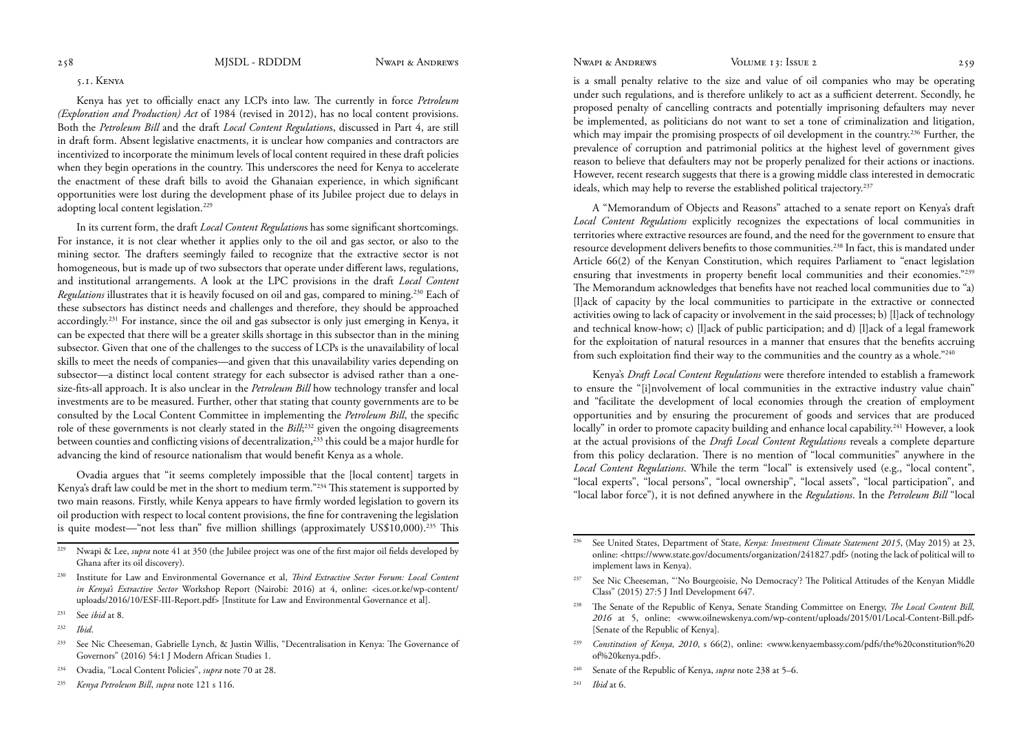### 5.1. Kenya

Kenya has yet to officially enact any LCPs into law. The currently in force *Petroleum (Exploration and Production) Act* of 1984 (revised in 2012), has no local content provisions. Both the *Petroleum Bill* and the draft *Local Content Regulation*s, discussed in Part 4, are still in draft form. Absent legislative enactments, it is unclear how companies and contractors are incentivized to incorporate the minimum levels of local content required in these draft policies when they begin operations in the country. This underscores the need for Kenya to accelerate the enactment of these draft bills to avoid the Ghanaian experience, in which significant opportunities were lost during the development phase of its Jubilee project due to delays in adopting local content legislation.[229]

In its current form, the draft *Local Content Regulation*s has some significant shortcomings. For instance, it is not clear whether it applies only to the oil and gas sector, or also to the mining sector. The drafters seemingly failed to recognize that the extractive sector is not homogeneous, but is made up of two subsectors that operate under different laws, regulations, and institutional arrangements. A look at the LPC provisions in the draft *Local Content Regulations* illustrates that it is heavily focused on oil and gas, compared to mining.[230] Each of these subsectors has distinct needs and challenges and therefore, they should be approached accordingly.[231] For instance, since the oil and gas subsector is only just emerging in Kenya, it can be expected that there will be a greater skills shortage in this subsector than in the mining subsector. Given that one of the challenges to the success of LCPs is the unavailability of local skills to meet the needs of companies—and given that this unavailability varies depending on subsector—a distinct local content strategy for each subsector is advised rather than a one-size-fits-all approach. It is also unclear in the *Petroleum Bill* how technology transfer and local investments are to be measured. Further, other that stating that county governments are to be consulted by the Local Content Committee in implementing the *Petroleum Bill*, the specific role of these governments is not clearly stated in the *Bill*;[232] given the ongoing disagreements between counties and conflicting visions of decentralization,[233] this could be a major hurdle for advancing the kind of resource nationalism that would benefit Kenya as a whole.

Ovadia argues that "it seems completely impossible that the [local content] targets in Kenya's draft law could be met in the short to medium term."[234] This statement is supported by two main reasons. Firstly, while Kenya appears to have firmly worded legislation to govern its oil production with respect to local content provisions, the fine for contravening the legislation is quite modest—"not less than" five million shillings (approximately US$10,000).[235] This is a small penalty relative to the size and value of oil companies who may be operating under such regulations, and is therefore unlikely to act as a sufficient deterrent. Secondly, he proposed penalty of cancelling contracts and potentially imprisoning defaulters may never be implemented, as politicians do not want to set a tone of criminalization and litigation, which may impair the promising prospects of oil development in the country.[236] Further, the prevalence of corruption and patrimonial politics at the highest level of government gives reason to believe that defaulters may not be properly penalized for their actions or inactions. However, recent research suggests that there is a growing middle class interested in democratic ideals, which may help to reverse the established political trajectory.[237]

A "Memorandum of Objects and Reasons" attached to a senate report on Kenya's draft *Local Content Regulations* explicitly recognizes the expectations of local communities in territories where extractive resources are found, and the need for the government to ensure that resource development delivers benefits to those communities.[238] In fact, this is mandated under Article 66(2) of the Kenyan Constitution, which requires Parliament to "enact legislation ensuring that investments in property benefit local communities and their economies."[239] The Memorandum acknowledges that benefits have not reached local communities due to "a) [l]ack of capacity by the local communities to participate in the extractive or connected activities owing to lack of capacity or involvement in the said processes; b) [l]ack of technology and technical know-how; c) [l]ack of public participation; and d) [l]ack of a legal framework for the exploitation of natural resources in a manner that ensures that the benefits accruing from such exploitation find their way to the communities and the country as a whole."[240]

Kenya's *Draft Local Content Regulations* were therefore intended to establish a framework to ensure the "[i]nvolvement of local communities in the extractive industry value chain" and "facilitate the development of local economies through the creation of employment opportunities and by ensuring the procurement of goods and services that are produced locally" in order to promote capacity building and enhance local capability.[241] However, a look at the actual provisions of the *Draft Local Content Regulations* reveals a complete departure from this policy declaration. There is no mention of "local communities" anywhere in the *Local Content Regulations*. While the term "local" is extensively used (e.g., "local content", "local experts", "local persons", "local ownership", "local assets", "local participation", and "local labor force"), it is not defined anywhere in the *Regulations*. In the *Petroleum Bill* "local

---

[229] Nwapi & Lee, *supra* note 41 at 350 (the Jubilee project was one of the first major oil fields developed by Ghana after its oil discovery).

[230] Institute for Law and Environmental Governance et al, *Third Extractive Sector Forum: Local Content in Kenya's Extractive Sector* Workshop Report (Nairobi: 2016) at 4, online: <ices.or.ke/wp-content/uploads/2016/10/ESF-III-Report.pdf> [Institute for Law and Environmental Governance et al].

[231] See *ibid* at 8.

[232] *Ibid*.

[233] See Nic Cheeseman, Gabrielle Lynch, & Justin Willis, "Decentralisation in Kenya: The Governance of Governors" (2016) 54:1 J Modern African Studies 1.

[234] Ovadia, "Local Content Policies", *supra* note 70 at 28.

[235] *Kenya Petroleum Bill*, *supra* note 121 s 116.

[236] See United States, Department of State, *Kenya: Investment Climate Statement 2015*, (May 2015) at 23, online: <https://www.state.gov/documents/organization/241827.pdf> (noting the lack of political will to implement laws in Kenya).

[237] See Nic Cheeseman, "'No Bourgeoisie, No Democracy'? The Political Attitudes of the Kenyan Middle Class" (2015) 27:5 J Intl Development 647.

[238] The Senate of the Republic of Kenya, Senate Standing Committee on Energy, *The Local Content Bill, 2016* at 5, online: <www.oilnewskenya.com/wp-content/uploads/2015/01/Local-Content-Bill.pdf> [Senate of the Republic of Kenya].

[239] *Constitution of Kenya, 2010*, s 66(2), online: <www.kenyaembassy.com/pdfs/the%20constitution%20of%20kenya.pdf>.

[240] Senate of the Republic of Kenya, *supra* note 238 at 5–6.

[241] *Ibid* at 6.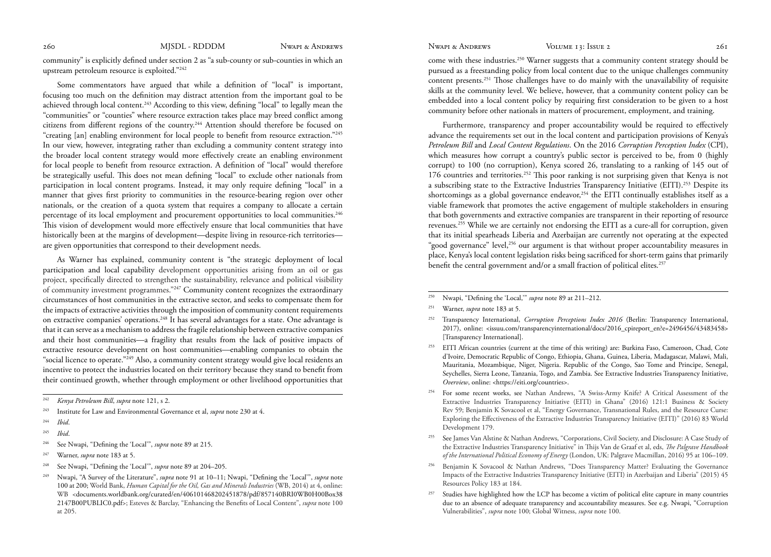community" is explicitly defined under section 2 as "a sub-county or sub-counties in which an upstream petroleum resource is exploited."[242]

Some commentators have argued that while a definition of "local" is important, focusing too much on the definition may distract attention from the important goal to be achieved through local content.[243] According to this view, defining "local" to legally mean the "communities" or "counties" where resource extraction takes place may breed conflict among citizens from different regions of the country.[244] Attention should therefore be focused on "creating [an] enabling environment for local people to benefit from resource extraction."[245] In our view, however, integrating rather than excluding a community content strategy into the broader local content strategy would more effectively create an enabling environment for local people to benefit from resource extraction. A definition of "local" would therefore be strategically useful. This does not mean defining "local" to exclude other nationals from participation in local content programs. Instead, it may only require defining "local" in a manner that gives first priority to communities in the resource-bearing region over other nationals, or the creation of a quota system that requires a company to allocate a certain percentage of its local employment and procurement opportunities to local communities.[246] This vision of development would more effectively ensure that local communities that have historically been at the margins of development—despite living in resource-rich territories—are given opportunities that correspond to their development needs.

As Warner has explained, community content is "the strategic deployment of local participation and local capability development opportunities arising from an oil or gas project, specifically directed to strengthen the sustainability, relevance and political visibility of community investment programmes."[247] Community content recognizes the extraordinary circumstances of host communities in the extractive sector, and seeks to compensate them for the impacts of extractive activities through the imposition of community content requirements on extractive companies' operations.[248] It has several advantages for a state. One advantage is that it can serve as a mechanism to address the fragile relationship between extractive companies and their host communities—a fragility that results from the lack of positive impacts of extractive resource development on host communities—enabling companies to obtain the "social licence to operate."[249] Also, a community content strategy would give local residents an incentive to protect the industries located on their territory because they stand to benefit from their continued growth, whether through employment or other livelihood opportunities that come with these industries.[250] Warner suggests that a community content strategy should be pursued as a freestanding policy from local content due to the unique challenges community content presents.[251] Those challenges have to do mainly with the unavailability of requisite skills at the community level. We believe, however, that a community content policy can be embedded into a local content policy by requiring first consideration to be given to a host community before other nationals in matters of procurement, employment, and training.

Furthermore, transparency and proper accountability would be required to effectively advance the requirements set out in the local content and participation provisions of Kenya's *Petroleum Bill* and *Local Content Regulations*. On the 2016 *Corruption Perception Index* (CPI), which measures how corrupt a country's public sector is perceived to be, from 0 (highly corrupt) to 100 (no corruption), Kenya scored 26, translating to a ranking of 145 out of 176 countries and territories.[252] This poor ranking is not surprising given that Kenya is not a subscribing state to the Extractive Industries Transparency Initiative (EITI).[253] Despite its shortcomings as a global governance endeavor,[254] the EITI continually establishes itself as a viable framework that promotes the active engagement of multiple stakeholders in ensuring that both governments and extractive companies are transparent in their reporting of resource revenues.[255] While we are certainly not endorsing the EITI as a cure-all for corruption, given that its initial spearheads Liberia and Azerbaijan are currently not operating at the expected "good governance" level,[256] our argument is that without proper accountability measures in place, Kenya's local content legislation risks being sacrificed for short-term gains that primarily benefit the central government and/or a small fraction of political elites.[257]

---

[242] *Kenya Petroleum Bill*, *supra* note 121, s 2.

[243] Institute for Law and Environmental Governance et al, *supra* note 230 at 4.

[244] *Ibid*.

[245] *Ibid*.

[246] See Nwapi, "Defining the 'Local'", *supra* note 89 at 215.

[247] Warner, *supra* note 183 at 5.

[248] See Nwapi, "Defining the 'Local'", *supra* note 89 at 204–205.

[249] Nwapi, "A Survey of the Literature", *supra* note 91 at 10–11; Nwapi, "Defining the 'Local'", *supra* note 100 at 200; World Bank, *Human Capital for the Oil, Gas and Minerals Industries* (WB, 2014) at 4, online: WB <documents.worldbank.org/curated/en/406101468202451878/pdf/857140BRI0WB0H00Box382147B00PUBLIC0.pdf>; Esteves & Barclay, "Enhancing the Benefits of Local Content", *supra* note 100 at 205.

[250] Nwapi, "Defining the 'Local,'" *supra* note 89 at 211–212.

[251] Warner, *supra* note 183 at 5.

[252] Transparency International, *Corruption Perceptions Index 2016* (Berlin: Transparency International, 2017), online: <issuu.com/transparencyinternational/docs/2016_cpireport_en?e=2496456/43483458> [Transparency International].

[253] EITI African countries (current at the time of this writing) are: Burkina Faso, Cameroon, Chad, Cote d'Ivoire, Democratic Republic of Congo, Ethiopia, Ghana, Guinea, Liberia, Madagascar, Malawi, Mali, Mauritania, Mozambique, Niger, Nigeria. Republic of the Congo, Sao Tome and Principe, Senegal, Seychelles, Sierra Leone, Tanzania, Togo, and Zambia. See Extractive Industries Transparency Initiative, *Overview*, online: <https://eiti.org/countries>.

[254] For some recent works, see Nathan Andrews, "A Swiss-Army Knife? A Critical Assessment of the Extractive Industries Transparency Initiative (EITI) in Ghana" (2016) 121:1 Business & Society Rev 59; Benjamin K Sovacool et al, "Energy Governance, Transnational Rules, and the Resource Curse: Exploring the Effectiveness of the Extractive Industries Transparency Initiative (EITI)" (2016) 83 World Development 179.

[255] See James Van Alstine & Nathan Andrews, "Corporations, Civil Society, and Disclosure: A Case Study of the Extractive Industries Transparency Initiative" in Thijs Van de Graaf et al, eds, *The Palgrave Handbook of the International Political Economy of Energy* (London, UK: Palgrave Macmillan, 2016) 95 at 106–109.

[256] Benjamin K Sovacool & Nathan Andrews, "Does Transparency Matter? Evaluating the Governance Impacts of the Extractive Industries Transparency Initiative (EITI) in Azerbaijan and Liberia" (2015) 45 Resources Policy 183 at 184.

[257] Studies have highlighted how the LCP has become a victim of political elite capture in many countries due to an absence of adequate transparency and accountability measures. See e.g. Nwapi, "Corruption Vulnerabilities", *supra* note 100; Global Witness, *supra* note 100.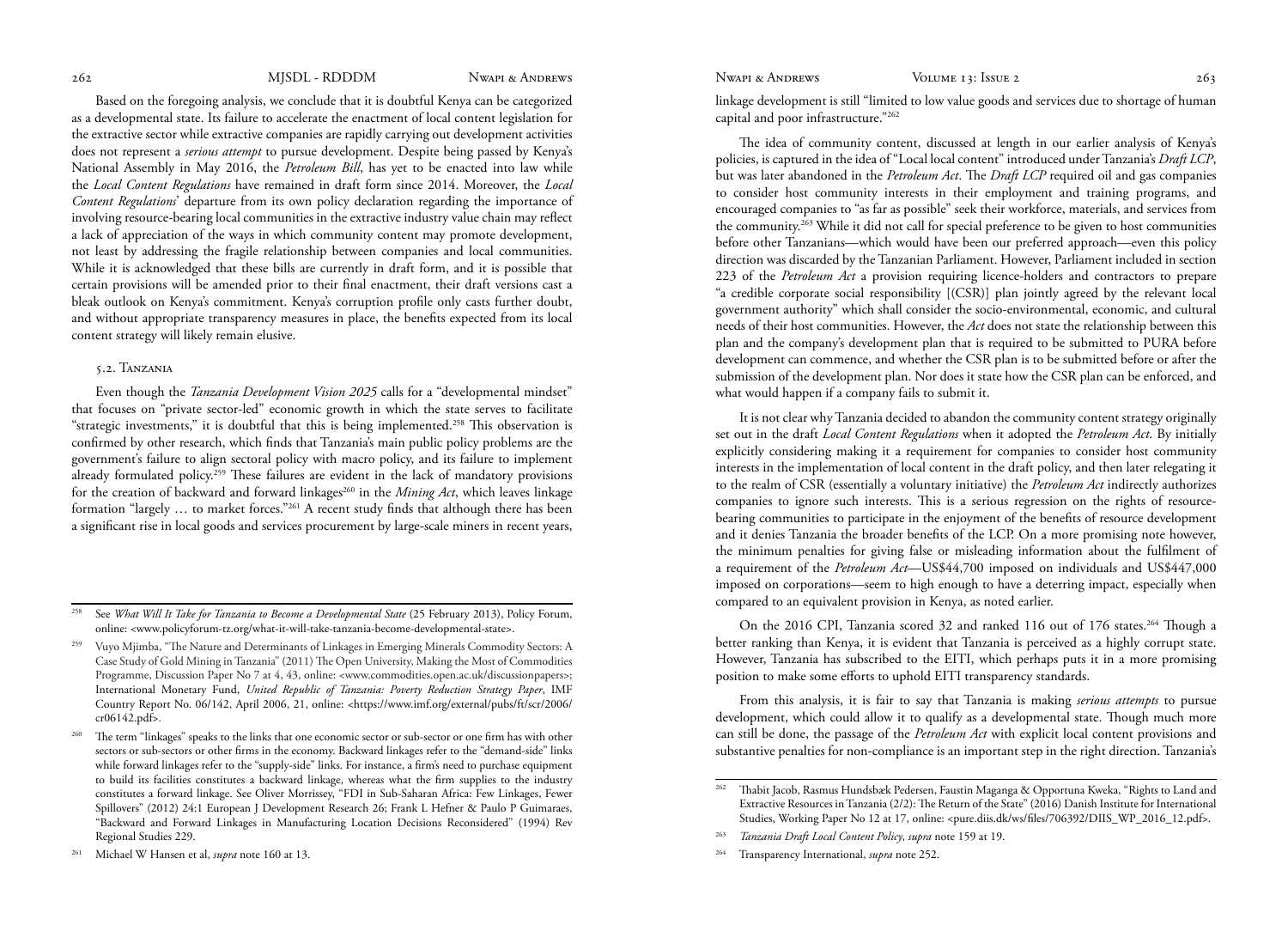Based on the foregoing analysis, we conclude that it is doubtful Kenya can be categorized as a developmental state. Its failure to accelerate the enactment of local content legislation for the extractive sector while extractive companies are rapidly carrying out development activities does not represent a *serious attempt* to pursue development. Despite being passed by Kenya's National Assembly in May 2016, the *Petroleum Bill*, has yet to be enacted into law while the *Local Content Regulations* have remained in draft form since 2014. Moreover, the *Local Content Regulations*' departure from its own policy declaration regarding the importance of involving resource-bearing local communities in the extractive industry value chain may reflect a lack of appreciation of the ways in which community content may promote development, not least by addressing the fragile relationship between companies and local communities. While it is acknowledged that these bills are currently in draft form, and it is possible that certain provisions will be amended prior to their final enactment, their draft versions cast a bleak outlook on Kenya's commitment. Kenya's corruption profile only casts further doubt, and without appropriate transparency measures in place, the benefits expected from its local content strategy will likely remain elusive.

### 5.2. Tanzania

Even though the *Tanzania Development Vision 2025* calls for a "developmental mindset" that focuses on "private sector-led" economic growth in which the state serves to facilitate "strategic investments," it is doubtful that this is being implemented.[258] This observation is confirmed by other research, which finds that Tanzania's main public policy problems are the government's failure to align sectoral policy with macro policy, and its failure to implement already formulated policy.[259] These failures are evident in the lack of mandatory provisions for the creation of backward and forward linkages[260] in the *Mining Act*, which leaves linkage formation "largely … to market forces."[261] A recent study finds that although there has been a significant rise in local goods and services procurement by large-scale miners in recent years, linkage development is still "limited to low value goods and services due to shortage of human capital and poor infrastructure."[262]

The idea of community content, discussed at length in our earlier analysis of Kenya's policies, is captured in the idea of "Local local content" introduced under Tanzania's *Draft LCP*, but was later abandoned in the *Petroleum Act*. The *Draft LCP* required oil and gas companies to consider host community interests in their employment and training programs, and encouraged companies to "as far as possible" seek their workforce, materials, and services from the community.[263] While it did not call for special preference to be given to host communities before other Tanzanians—which would have been our preferred approach—even this policy direction was discarded by the Tanzanian Parliament. However, Parliament included in section 223 of the *Petroleum Act* a provision requiring licence-holders and contractors to prepare "a credible corporate social responsibility [(CSR)] plan jointly agreed by the relevant local government authority" which shall consider the socio-environmental, economic, and cultural needs of their host communities. However, the *Act* does not state the relationship between this plan and the company's development plan that is required to be submitted to PURA before development can commence, and whether the CSR plan is to be submitted before or after the submission of the development plan. Nor does it state how the CSR plan can be enforced, and what would happen if a company fails to submit it.

It is not clear why Tanzania decided to abandon the community content strategy originally set out in the draft *Local Content Regulations* when it adopted the *Petroleum Act*. By initially explicitly considering making it a requirement for companies to consider host community interests in the implementation of local content in the draft policy, and then later relegating it to the realm of CSR (essentially a voluntary initiative) the *Petroleum Act* indirectly authorizes companies to ignore such interests. This is a serious regression on the rights of resource-bearing communities to participate in the enjoyment of the benefits of resource development and it denies Tanzania the broader benefits of the LCP. On a more promising note however, the minimum penalties for giving false or misleading information about the fulfilment of a requirement of the *Petroleum Act*—US$44,700 imposed on individuals and US$447,000 imposed on corporations—seem to high enough to have a deterring impact, especially when compared to an equivalent provision in Kenya, as noted earlier.

On the 2016 CPI, Tanzania scored 32 and ranked 116 out of 176 states.[264] Though a better ranking than Kenya, it is evident that Tanzania is perceived as a highly corrupt state. However, Tanzania has subscribed to the EITI, which perhaps puts it in a more promising position to make some efforts to uphold EITI transparency standards.

From this analysis, it is fair to say that Tanzania is making *serious attempts* to pursue development, which could allow it to qualify as a developmental state. Though much more can still be done, the passage of the *Petroleum Act* with explicit local content provisions and substantive penalties for non-compliance is an important step in the right direction. Tanzania's

---

[258] See *What Will It Take for Tanzania to Become a Developmental State* (25 February 2013), Policy Forum, online: <www.policyforum-tz.org/what-it-will-take-tanzania-become-developmental-state>.

[259] Vuyo Mjimba, "The Nature and Determinants of Linkages in Emerging Minerals Commodity Sectors: A Case Study of Gold Mining in Tanzania" (2011) The Open University, Making the Most of Commodities Programme, Discussion Paper No 7 at 4, 43, online: <www.commodities.open.ac.uk/discussionpapers>; International Monetary Fund, *United Republic of Tanzania: Poverty Reduction Strategy Paper*, IMF Country Report No. 06/142, April 2006, 21, online: <https://www.imf.org/external/pubs/ft/scr/2006/cr06142.pdf>.

[260] The term "linkages" speaks to the links that one economic sector or sub-sector or one firm has with other sectors or sub-sectors or other firms in the economy. Backward linkages refer to the "demand-side" links while forward linkages refer to the "supply-side" links. For instance, a firm's need to purchase equipment to build its facilities constitutes a backward linkage, whereas what the firm supplies to the industry constitutes a forward linkage. See Oliver Morrissey, "FDI in Sub-Saharan Africa: Few Linkages, Fewer Spillovers" (2012) 24:1 European J Development Research 26; Frank L Hefner & Paulo P Guimaraes, "Backward and Forward Linkages in Manufacturing Location Decisions Reconsidered" (1994) Rev Regional Studies 229.

[261] Michael W Hansen et al, *supra* note 160 at 13.

[262] Thabit Jacob, Rasmus Hundsbæk Pedersen, Faustin Maganga & Opportuna Kweka, "Rights to Land and Extractive Resources in Tanzania (2/2): The Return of the State" (2016) Danish Institute for International Studies, Working Paper No 12 at 17, online: <pure.diis.dk/ws/files/706392/DIIS_WP_2016_12.pdf>.

[263] *Tanzania Draft Local Content Policy*, *supra* note 159 at 19.

[264] Transparency International, *supra* note 252.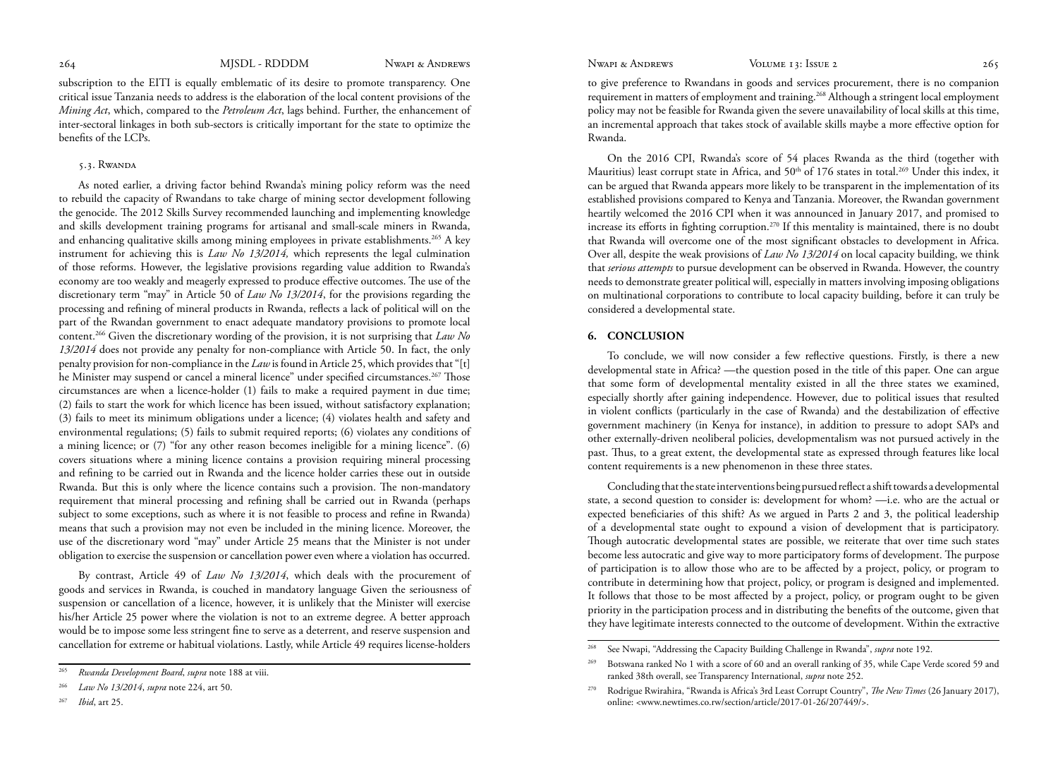subscription to the EITI is equally emblematic of its desire to promote transparency. One critical issue Tanzania needs to address is the elaboration of the local content provisions of the *Mining Act*, which, compared to the *Petroleum Act*, lags behind. Further, the enhancement of inter-sectoral linkages in both sub-sectors is critically important for the state to optimize the benefits of the LCPs.

### 5.3. Rwanda

As noted earlier, a driving factor behind Rwanda's mining policy reform was the need to rebuild the capacity of Rwandans to take charge of mining sector development following the genocide. The 2012 Skills Survey recommended launching and implementing knowledge and skills development training programs for artisanal and small-scale miners in Rwanda, and enhancing qualitative skills among mining employees in private establishments.[265] A key instrument for achieving this is *Law No 13/2014,* which represents the legal culmination of those reforms. However, the legislative provisions regarding value addition to Rwanda's economy are too weakly and meagerly expressed to produce effective outcomes. The use of the discretionary term "may" in Article 50 of *Law No 13/2014*, for the provisions regarding the processing and refining of mineral products in Rwanda, reflects a lack of political will on the part of the Rwandan government to enact adequate mandatory provisions to promote local content.[266] Given the discretionary wording of the provision, it is not surprising that *Law No 13/2014* does not provide any penalty for non-compliance with Article 50. In fact, the only penalty provision for non-compliance in the *Law* is found in Article 25, which provides that "[t]he Minister may suspend or cancel a mineral licence" under specified circumstances.[267] Those circumstances are when a licence-holder (1) fails to make a required payment in due time; (2) fails to start the work for which licence has been issued, without satisfactory explanation; (3) fails to meet its minimum obligations under a licence; (4) violates health and safety and environmental regulations; (5) fails to submit required reports; (6) violates any conditions of a mining licence; or (7) "for any other reason becomes ineligible for a mining licence". (6) covers situations where a mining licence contains a provision requiring mineral processing and refining to be carried out in Rwanda and the licence holder carries these out in outside Rwanda. But this is only where the licence contains such a provision. The non-mandatory requirement that mineral processing and refining shall be carried out in Rwanda (perhaps subject to some exceptions, such as where it is not feasible to process and refine in Rwanda) means that such a provision may not even be included in the mining licence. Moreover, the use of the discretionary word "may" under Article 25 means that the Minister is not under obligation to exercise the suspension or cancellation power even where a violation has occurred.

By contrast, Article 49 of *Law No 13/2014*, which deals with the procurement of goods and services in Rwanda, is couched in mandatory language Given the seriousness of suspension or cancellation of a licence, however, it is unlikely that the Minister will exercise his/her Article 25 power where the violation is not to an extreme degree. A better approach would be to impose some less stringent fine to serve as a deterrent, and reserve suspension and cancellation for extreme or habitual violations. Lastly, while Article 49 requires license-holders to give preference to Rwandans in goods and services procurement, there is no companion requirement in matters of employment and training.[268] Although a stringent local employment policy may not be feasible for Rwanda given the severe unavailability of local skills at this time, an incremental approach that takes stock of available skills maybe a more effective option for Rwanda.

On the 2016 CPI, Rwanda's score of 54 places Rwanda as the third (together with Mauritius) least corrupt state in Africa, and 50th of 176 states in total.[269] Under this index, it can be argued that Rwanda appears more likely to be transparent in the implementation of its established provisions compared to Kenya and Tanzania. Moreover, the Rwandan government heartily welcomed the 2016 CPI when it was announced in January 2017, and promised to increase its efforts in fighting corruption.[270] If this mentality is maintained, there is no doubt that Rwanda will overcome one of the most significant obstacles to development in Africa. Over all, despite the weak provisions of *Law No 13/2014* on local capacity building, we think that *serious attempts* to pursue development can be observed in Rwanda. However, the country needs to demonstrate greater political will, especially in matters involving imposing obligations on multinational corporations to contribute to local capacity building, before it can truly be considered a developmental state.

## 6. CONCLUSION

To conclude, we will now consider a few reflective questions. Firstly, is there a new developmental state in Africa? —the question posed in the title of this paper. One can argue that some form of developmental mentality existed in all the three states we examined, especially shortly after gaining independence. However, due to political issues that resulted in violent conflicts (particularly in the case of Rwanda) and the destabilization of effective government machinery (in Kenya for instance), in addition to pressure to adopt SAPs and other externally-driven neoliberal policies, developmentalism was not pursued actively in the past. Thus, to a great extent, the developmental state as expressed through features like local content requirements is a new phenomenon in these three states.

Concluding that the state interventions being pursued reflect a shift towards a developmental state, a second question to consider is: development for whom? —i.e. who are the actual or expected beneficiaries of this shift? As we argued in Parts 2 and 3, the political leadership of a developmental state ought to expound a vision of development that is participatory. Though autocratic developmental states are possible, we reiterate that over time such states become less autocratic and give way to more participatory forms of development. The purpose of participation is to allow those who are to be affected by a project, policy, or program to contribute in determining how that project, policy, or program is designed and implemented. It follows that those to be most affected by a project, policy, or program ought to be given priority in the participation process and in distributing the benefits of the outcome, given that they have legitimate interests connected to the outcome of development. Within the extractive

---

[265] *Rwanda Development Board*, *supra* note 188 at viii.

[266] *Law No 13/2014, supra* note 224, art 50.

[267] *Ibid*, art 25.

[268] See Nwapi, "Addressing the Capacity Building Challenge in Rwanda", *supra* note 192.

[269] Botswana ranked No 1 with a score of 60 and an overall ranking of 35, while Cape Verde scored 59 and ranked 38th overall, see Transparency International, *supra* note 252.

[270] Rodrigue Rwirahira, "Rwanda is Africa's 3rd Least Corrupt Country", *The New Times* (26 January 2017), online: <www.newtimes.co.rw/section/article/2017-01-26/207449/>.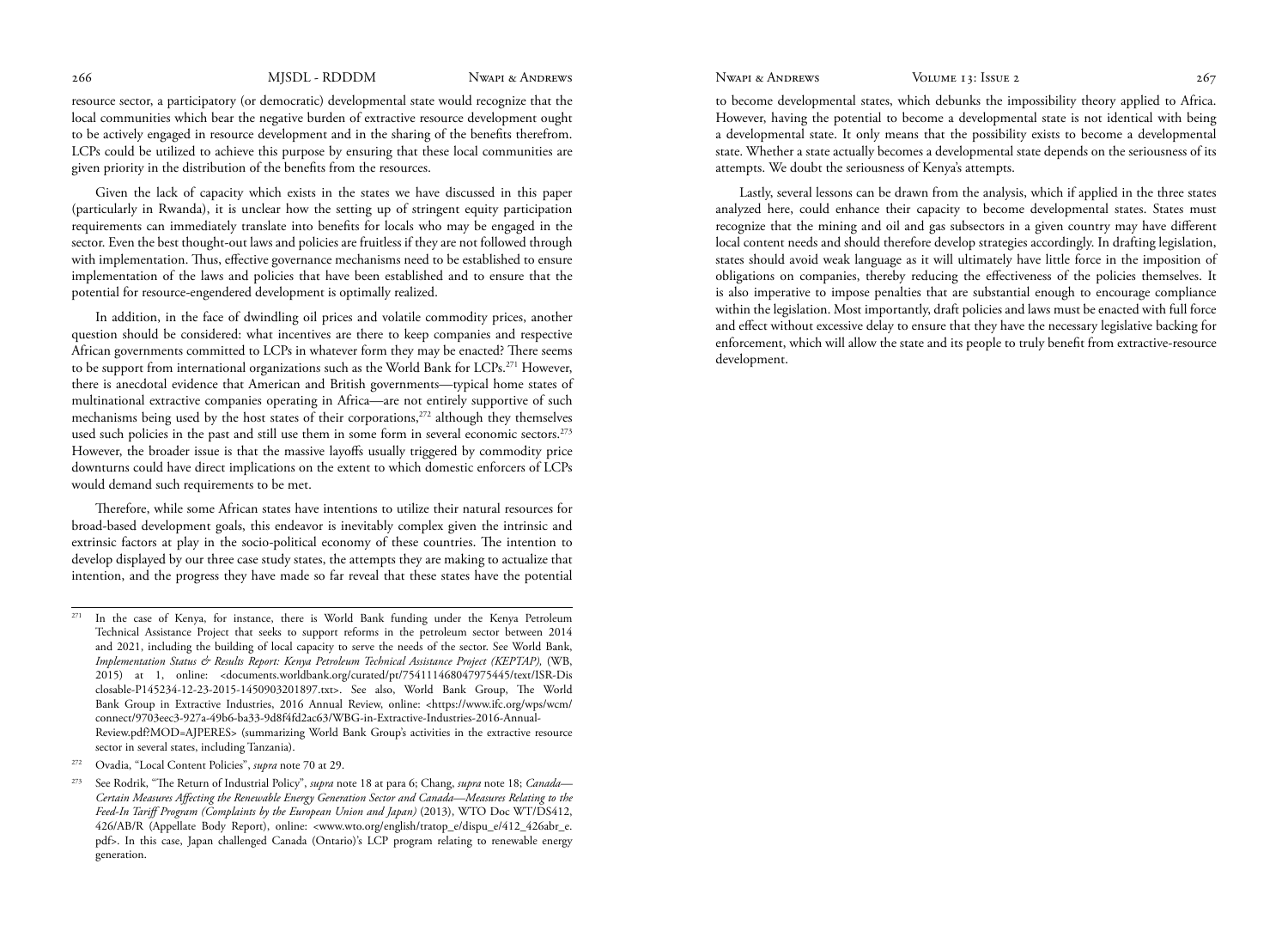resource sector, a participatory (or democratic) developmental state would recognize that the local communities which bear the negative burden of extractive resource development ought to be actively engaged in resource development and in the sharing of the benefits therefrom. LCPs could be utilized to achieve this purpose by ensuring that these local communities are given priority in the distribution of the benefits from the resources.

Given the lack of capacity which exists in the states we have discussed in this paper (particularly in Rwanda), it is unclear how the setting up of stringent equity participation requirements can immediately translate into benefits for locals who may be engaged in the sector. Even the best thought-out laws and policies are fruitless if they are not followed through with implementation. Thus, effective governance mechanisms need to be established to ensure implementation of the laws and policies that have been established and to ensure that the potential for resource-engendered development is optimally realized.

In addition, in the face of dwindling oil prices and volatile commodity prices, another question should be considered: what incentives are there to keep companies and respective African governments committed to LCPs in whatever form they may be enacted? There seems to be support from international organizations such as the World Bank for LCPs.[271] However, there is anecdotal evidence that American and British governments—typical home states of multinational extractive companies operating in Africa—are not entirely supportive of such mechanisms being used by the host states of their corporations,[272] although they themselves used such policies in the past and still use them in some form in several economic sectors.[273] However, the broader issue is that the massive layoffs usually triggered by commodity price downturns could have direct implications on the extent to which domestic enforcers of LCPs would demand such requirements to be met.

Therefore, while some African states have intentions to utilize their natural resources for broad-based development goals, this endeavor is inevitably complex given the intrinsic and extrinsic factors at play in the socio-political economy of these countries. The intention to develop displayed by our three case study states, the attempts they are making to actualize that intention, and the progress they have made so far reveal that these states have the potential to become developmental states, which debunks the impossibility theory applied to Africa. However, having the potential to become a developmental state is not identical with being a developmental state. It only means that the possibility exists to become a developmental state. Whether a state actually becomes a developmental state depends on the seriousness of its attempts. We doubt the seriousness of Kenya's attempts.

Lastly, several lessons can be drawn from the analysis, which if applied in the three states analyzed here, could enhance their capacity to become developmental states. States must recognize that the mining and oil and gas subsectors in a given country may have different local content needs and should therefore develop strategies accordingly. In drafting legislation, states should avoid weak language as it will ultimately have little force in the imposition of obligations on companies, thereby reducing the effectiveness of the policies themselves. It is also imperative to impose penalties that are substantial enough to encourage compliance within the legislation. Most importantly, draft policies and laws must be enacted with full force and effect without excessive delay to ensure that they have the necessary legislative backing for enforcement, which will allow the state and its people to truly benefit from extractive-resource development.

---

[271] In the case of Kenya, for instance, there is World Bank funding under the Kenya Petroleum Technical Assistance Project that seeks to support reforms in the petroleum sector between 2014 and 2021, including the building of local capacity to serve the needs of the sector. See World Bank, *Implementation Status & Results Report: Kenya Petroleum Technical Assistance Project (KEPTAP)*, (WB, 2015) at 1, online: <documents.worldbank.org/curated/pt/754111468047975445/text/ISR-Disclosable-P145234-12-23-2015-1450903201897.txt>. See also, World Bank Group, The World Bank Group in Extractive Industries, 2016 Annual Review, online: <https://www.ifc.org/wps/wcm/connect/9703eec3-927a-49b6-ba33-9d8f4fd2ac63/WBG-in-Extractive-Industries-2016-Annual-Review.pdf?MOD=AJPERES> (summarizing World Bank Group's activities in the extractive resource sector in several states, including Tanzania).

[272] Ovadia, "Local Content Policies", *supra* note 70 at 29.

[273] See Rodrik, "The Return of Industrial Policy", *supra* note 18 at para 6; Chang, *supra* note 18; *Canada—Certain Measures Affecting the Renewable Energy Generation Sector and Canada—Measures Relating to the Feed-In Tariff Program (Complaints by the European Union and Japan)* (2013), WTO Doc WT/DS412, 426/AB/R (Appellate Body Report), online: <www.wto.org/english/tratop_e/dispu_e/412_426abr_e.pdf>. In this case, Japan challenged Canada (Ontario)'s LCP program relating to renewable energy generation.